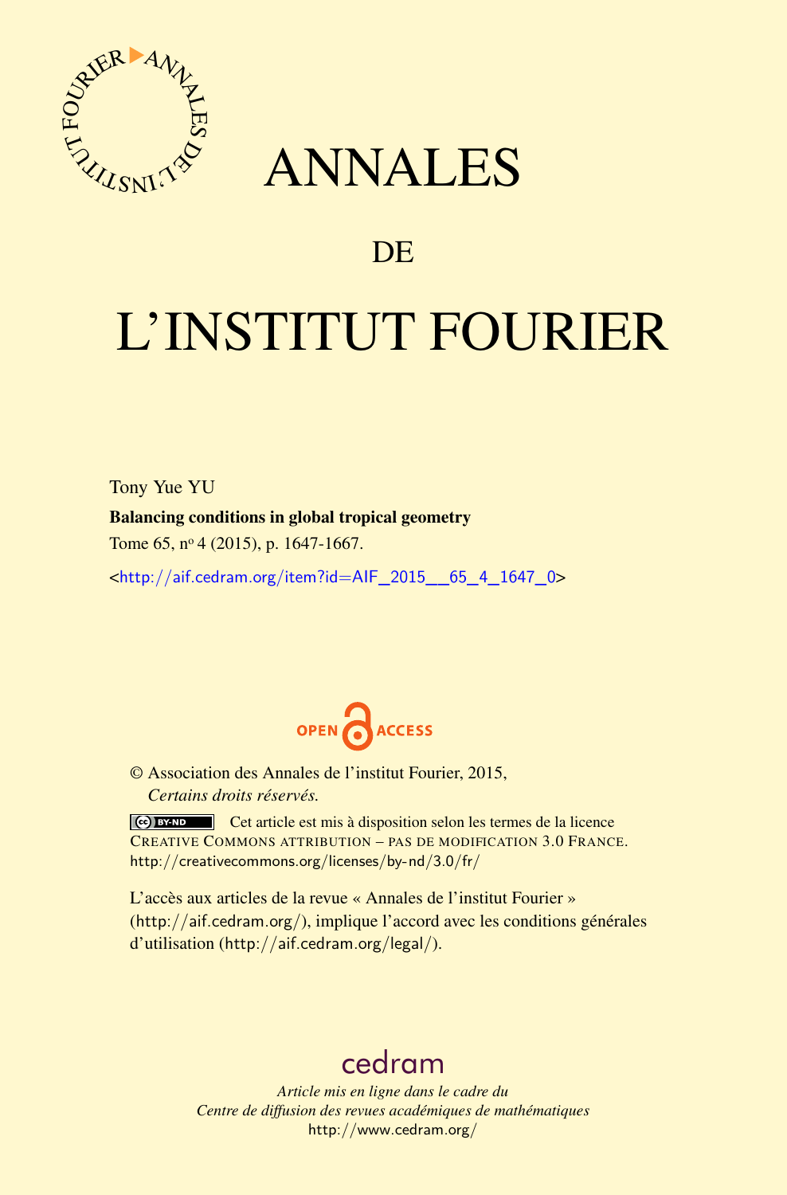# ANNALES

## DE

# L'INSTITUT FOURIER

Tony Yue YU

**Balancing conditions in global tropical geometry**

Tome 65, nº 4 (2015), p. 1647-1667.

<http://aif.cedram.org/item?id=AIF_2015__65_4_1647_0>

OPEN ACCESS

© Association des Annales de l'institut Fourier, 2015,
*Certains droits réservés.*

Cet article est mis à disposition selon les termes de la licence CREATIVE COMMONS ATTRIBUTION – PAS DE MODIFICATION 3.0 FRANCE.
http://creativecommons.org/licenses/by-nd/3.0/fr/

L'accès aux articles de la revue « Annales de l'institut Fourier » (http://aif.cedram.org/), implique l'accord avec les conditions générales d'utilisation (http://aif.cedram.org/legal/).

cedram

*Article mis en ligne dans le cadre du*
*Centre de diffusion des revues académiques de mathématiques*
http://www.cedram.org/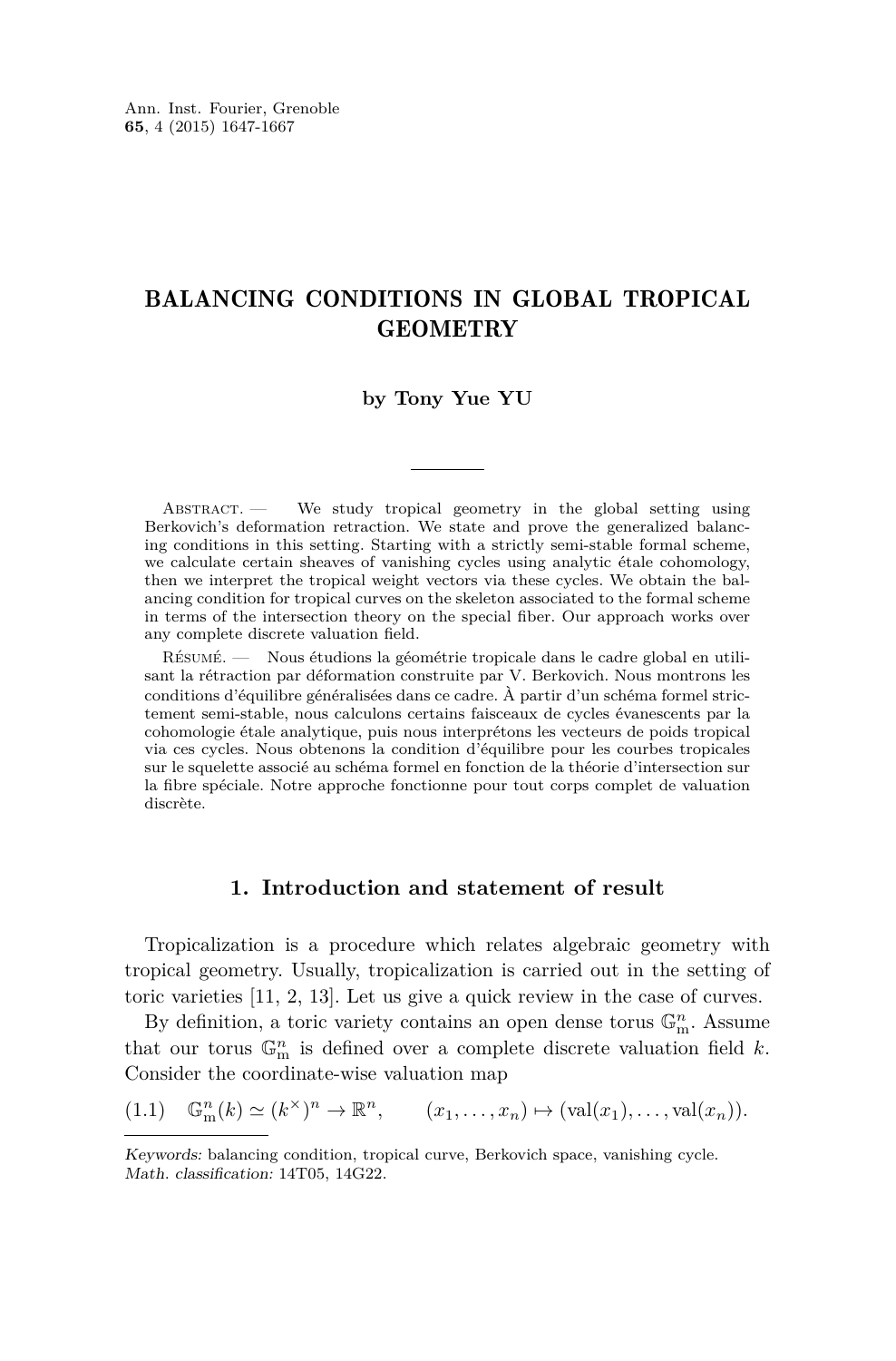# BALANCING CONDITIONS IN GLOBAL TROPICAL GEOMETRY

**by Tony Yue YU**

Abstract. — We study tropical geometry in the global setting using Berkovich's deformation retraction. We state and prove the generalized balancing conditions in this setting. Starting with a strictly semi-stable formal scheme, we calculate certain sheaves of vanishing cycles using analytic étale cohomology, then we interpret the tropical weight vectors via these cycles. We obtain the balancing condition for tropical curves on the skeleton associated to the formal scheme in terms of the intersection theory on the special fiber. Our approach works over any complete discrete valuation field.

Résumé. — Nous étudions la géométrie tropicale dans le cadre global en utilisant la rétraction par déformation construite par V. Berkovich. Nous montrons les conditions d'équilibre généralisées dans ce cadre. À partir d'un schéma formel strictement semi-stable, nous calculons certains faisceaux de cycles évanescents par la cohomologie étale analytique, puis nous interprétons les vecteurs de poids tropical via ces cycles. Nous obtenons la condition d'équilibre pour les courbes tropicales sur le squelette associé au schéma formel en fonction de la théorie d'intersection sur la fibre spéciale. Notre approche fonctionne pour tout corps complet de valuation discrète.

## 1. Introduction and statement of result

Tropicalization is a procedure which relates algebraic geometry with tropical geometry. Usually, tropicalization is carried out in the setting of toric varieties [11, 2, 13]. Let us give a quick review in the case of curves.

By definition, a toric variety contains an open dense torus $\mathbb{G}_\mathrm{m}^n$. Assume that our torus $\mathbb{G}_\mathrm{m}^n$ is defined over a complete discrete valuation field $k$. Consider the coordinate-wise valuation map

$$\mathbb{G}_\mathrm{m}^n(k) \simeq (k^\times)^n \to \mathbb{R}^n, \qquad (x_1, \dots, x_n) \mapsto (\mathrm{val}(x_1), \dots, \mathrm{val}(x_n)). \tag{1.1}$$

*Keywords:* balancing condition, tropical curve, Berkovich space, vanishing cycle.
*Math. classification:* 14T05, 14G22.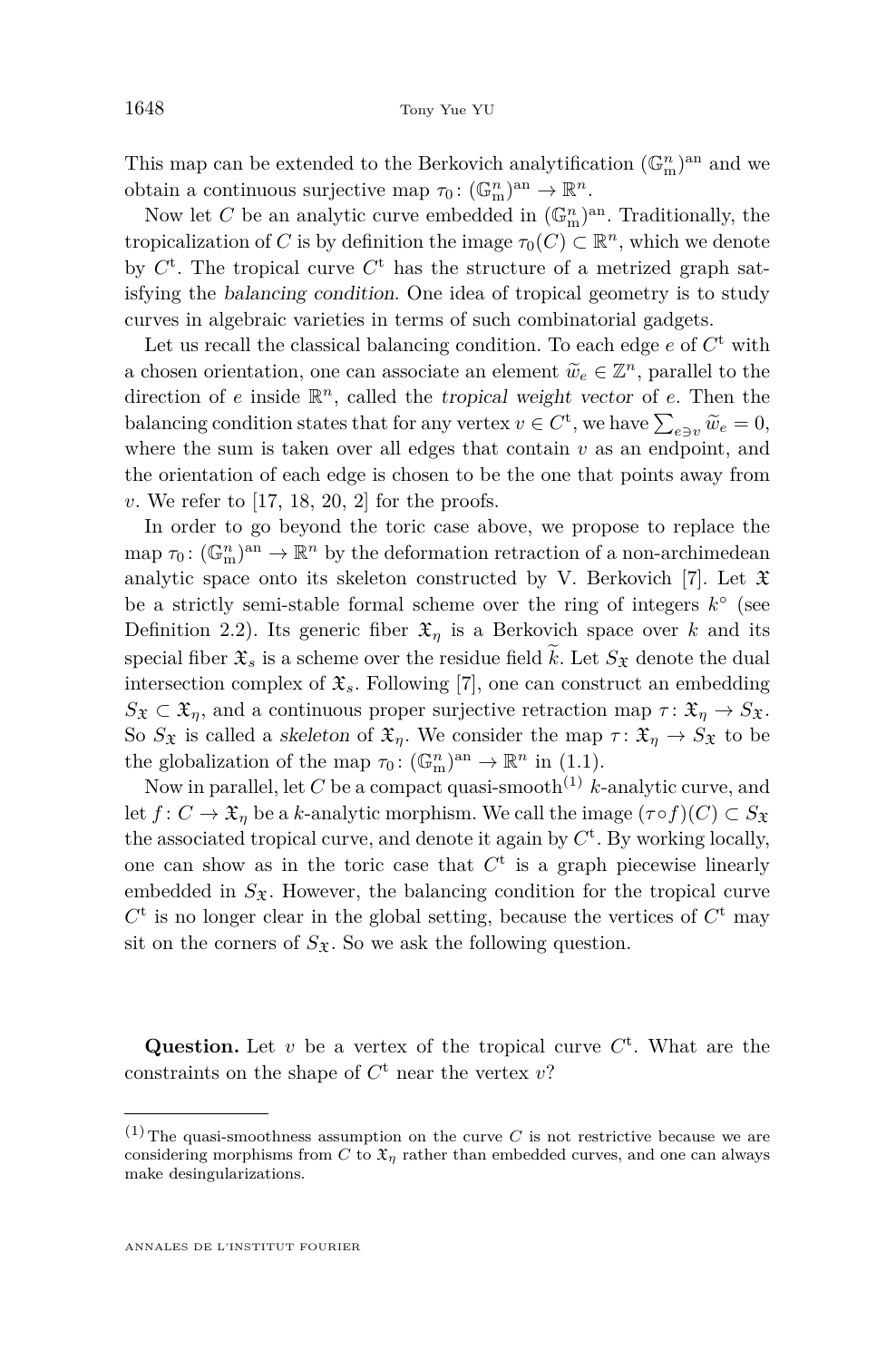This map can be extended to the Berkovich analytification $(\mathbb{G}_\mathrm{m}^n)^\mathrm{an}$ and we obtain a continuous surjective map $\tau_0\colon (\mathbb{G}_\mathrm{m}^n)^\mathrm{an} \to \mathbb{R}^n$.

Now let $C$ be an analytic curve embedded in $(\mathbb{G}_\mathrm{m}^n)^\mathrm{an}$. Traditionally, the tropicalization of $C$ is by definition the image $\tau_0(C) \subset \mathbb{R}^n$, which we denote by $C^\mathrm{t}$. The tropical curve $C^\mathrm{t}$ has the structure of a metrized graph satisfying the *balancing condition*. One idea of tropical geometry is to study curves in algebraic varieties in terms of such combinatorial gadgets.

Let us recall the classical balancing condition. To each edge $e$ of $C^\mathrm{t}$ with a chosen orientation, one can associate an element $\widetilde{w}_e \in \mathbb{Z}^n$, parallel to the direction of $e$ inside $\mathbb{R}^n$, called the *tropical weight vector* of $e$. Then the balancing condition states that for any vertex $v \in C^\mathrm{t}$, we have $\sum_{e \ni v} \widetilde{w}_e = 0$, where the sum is taken over all edges that contain $v$ as an endpoint, and the orientation of each edge is chosen to be the one that points away from $v$. We refer to [17, 18, 20, 2] for the proofs.

In order to go beyond the toric case above, we propose to replace the map $\tau_0\colon (\mathbb{G}_\mathrm{m}^n)^\mathrm{an} \to \mathbb{R}^n$ by the deformation retraction of a non-archimedean analytic space onto its skeleton constructed by V. Berkovich [7]. Let $\mathfrak{X}$ be a strictly semi-stable formal scheme over the ring of integers $k^\circ$ (see Definition 2.2). Its generic fiber $\mathfrak{X}_\eta$ is a Berkovich space over $k$ and its special fiber $\mathfrak{X}_s$ is a scheme over the residue field $\widetilde{k}$. Let $S_\mathfrak{X}$ denote the dual intersection complex of $\mathfrak{X}_s$. Following [7], one can construct an embedding $S_\mathfrak{X} \subset \mathfrak{X}_\eta$, and a continuous proper surjective retraction map $\tau\colon \mathfrak{X}_\eta \to S_\mathfrak{X}$. So $S_\mathfrak{X}$ is called a *skeleton* of $\mathfrak{X}_\eta$. We consider the map $\tau\colon \mathfrak{X}_\eta \to S_\mathfrak{X}$ to be the globalization of the map $\tau_0\colon (\mathbb{G}_\mathrm{m}^n)^\mathrm{an} \to \mathbb{R}^n$ in (1.1).

Now in parallel, let $C$ be a compact quasi-smooth[(1)] $k$-analytic curve, and let $f\colon C \to \mathfrak{X}_\eta$ be a $k$-analytic morphism. We call the image $(\tau \circ f)(C) \subset S_\mathfrak{X}$ the associated tropical curve, and denote it again by $C^\mathrm{t}$. By working locally, one can show as in the toric case that $C^\mathrm{t}$ is a graph piecewise linearly embedded in $S_\mathfrak{X}$. However, the balancing condition for the tropical curve $C^\mathrm{t}$ is no longer clear in the global setting, because the vertices of $C^\mathrm{t}$ may sit on the corners of $S_\mathfrak{X}$. So we ask the following question.

**Question.** Let $v$ be a vertex of the tropical curve $C^\mathrm{t}$. What are the constraints on the shape of $C^\mathrm{t}$ near the vertex $v$?

---

(1) The quasi-smoothness assumption on the curve $C$ is not restrictive because we are considering morphisms from $C$ to $\mathfrak{X}_\eta$ rather than embedded curves, and one can always make desingularizations.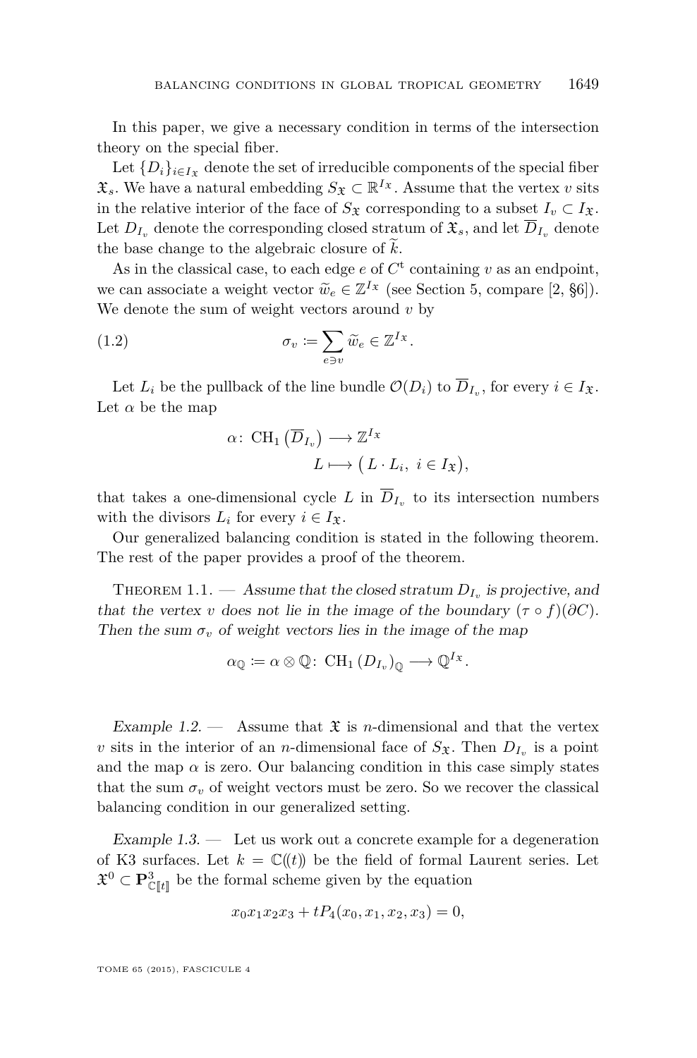In this paper, we give a necessary condition in terms of the intersection theory on the special fiber.

Let $\{D_i\}_{i\in I_{\mathfrak{X}}}$ denote the set of irreducible components of the special fiber $\mathfrak{X}_s$. We have a natural embedding $S_{\mathfrak{X}} \subset \mathbb{R}^{I_{\mathfrak{X}}}$. Assume that the vertex $v$ sits in the relative interior of the face of $S_{\mathfrak{X}}$ corresponding to a subset $I_v \subset I_{\mathfrak{X}}$. Let $D_{I_v}$ denote the corresponding closed stratum of $\mathfrak{X}_s$, and let $\overline{D}_{I_v}$ denote the base change to the algebraic closure of $\widetilde{k}$.

As in the classical case, to each edge $e$ of $C^{\mathrm{t}}$ containing $v$ as an endpoint, we can associate a weight vector $\widetilde{w}_e \in \mathbb{Z}^{I_{\mathfrak{X}}}$ (see Section 5, compare [2, §6]). We denote the sum of weight vectors around $v$ by

$$\sigma_v \coloneqq \sum_{e\ni v} \widetilde{w}_e \in \mathbb{Z}^{I_{\mathfrak{X}}}. \tag{1.2}$$

Let $L_i$ be the pullback of the line bundle $\mathcal{O}(D_i)$ to $\overline{D}_{I_v}$, for every $i \in I_{\mathfrak{X}}$. Let $\alpha$ be the map

$$\alpha\colon \mathrm{CH}_1\left(\overline{D}_{I_v}\right) \longrightarrow \mathbb{Z}^{I_{\mathfrak{X}}}$$
$$L \longmapsto \left(L\cdot L_i,\ i\in I_{\mathfrak{X}}\right),$$

that takes a one-dimensional cycle $L$ in $\overline{D}_{I_v}$ to its intersection numbers with the divisors $L_i$ for every $i \in I_{\mathfrak{X}}$.

Our generalized balancing condition is stated in the following theorem. The rest of the paper provides a proof of the theorem.

Theorem 1.1. — *Assume that the closed stratum $D_{I_v}$ is projective, and that the vertex $v$ does not lie in the image of the boundary $(\tau\circ f)(\partial C)$. Then the sum $\sigma_v$ of weight vectors lies in the image of the map*

$$\alpha_{\mathbb{Q}} \coloneqq \alpha\otimes\mathbb{Q}\colon\ \mathrm{CH}_1\left(D_{I_v}\right)_{\mathbb{Q}} \longrightarrow \mathbb{Q}^{I_{\mathfrak{X}}}.$$

*Example 1.2.* — Assume that $\mathfrak{X}$ is $n$-dimensional and that the vertex $v$ sits in the interior of an $n$-dimensional face of $S_{\mathfrak{X}}$. Then $D_{I_v}$ is a point and the map $\alpha$ is zero. Our balancing condition in this case simply states that the sum $\sigma_v$ of weight vectors must be zero. So we recover the classical balancing condition in our generalized setting.

*Example 1.3.* — Let us work out a concrete example for a degeneration of K3 surfaces. Let $k = \mathbb{C}(\!(t)\!)$ be the field of formal Laurent series. Let $\mathfrak{X}^0 \subset \mathbf{P}^3_{\mathbb{C}[\![t]\!]}$ be the formal scheme given by the equation

$$x_0x_1x_2x_3 + tP_4(x_0,x_1,x_2,x_3) = 0,$$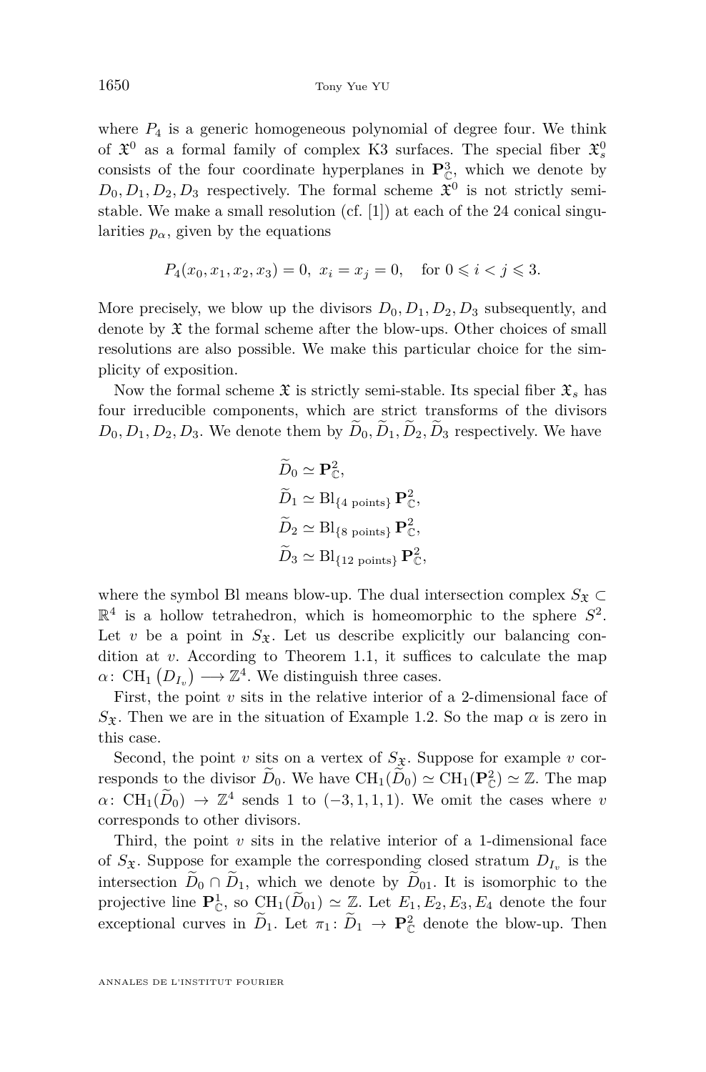where $P_4$ is a generic homogeneous polynomial of degree four. We think of $\mathfrak{X}^0$ as a formal family of complex K3 surfaces. The special fiber $\mathfrak{X}^0_s$ consists of the four coordinate hyperplanes in $\mathbf{P}^3_{\mathbb{C}}$, which we denote by $D_0, D_1, D_2, D_3$ respectively. The formal scheme $\mathfrak{X}^0$ is not strictly semi-stable. We make a small resolution (cf. [1]) at each of the 24 conical singularities $p_\alpha$, given by the equations

$$P_4(x_0, x_1, x_2, x_3) = 0,\ x_i = x_j = 0, \quad \text{for } 0 \leqslant i < j \leqslant 3.$$

More precisely, we blow up the divisors $D_0, D_1, D_2, D_3$ subsequently, and denote by $\mathfrak{X}$ the formal scheme after the blow-ups. Other choices of small resolutions are also possible. We make this particular choice for the simplicity of exposition.

Now the formal scheme $\mathfrak{X}$ is strictly semi-stable. Its special fiber $\mathfrak{X}_s$ has four irreducible components, which are strict transforms of the divisors $D_0, D_1, D_2, D_3$. We denote them by $\widetilde{D}_0, \widetilde{D}_1, \widetilde{D}_2, \widetilde{D}_3$ respectively. We have

$$\begin{aligned}
\widetilde{D}_0 &\simeq \mathbf{P}^2_{\mathbb{C}},\\
\widetilde{D}_1 &\simeq \mathrm{Bl}_{\{4\text{ points}\}}\, \mathbf{P}^2_{\mathbb{C}},\\
\widetilde{D}_2 &\simeq \mathrm{Bl}_{\{8\text{ points}\}}\, \mathbf{P}^2_{\mathbb{C}},\\
\widetilde{D}_3 &\simeq \mathrm{Bl}_{\{12\text{ points}\}}\, \mathbf{P}^2_{\mathbb{C}},
\end{aligned}$$

where the symbol Bl means blow-up. The dual intersection complex $S_{\mathfrak{X}} \subset \mathbb{R}^4$ is a hollow tetrahedron, which is homeomorphic to the sphere $S^2$. Let $v$ be a point in $S_{\mathfrak{X}}$. Let us describe explicitly our balancing condition at $v$. According to Theorem 1.1, it suffices to calculate the map $\alpha\colon \mathrm{CH}_1\left(D_{I_v}\right) \longrightarrow \mathbb{Z}^4$. We distinguish three cases.

First, the point $v$ sits in the relative interior of a 2-dimensional face of $S_{\mathfrak{X}}$. Then we are in the situation of Example 1.2. So the map $\alpha$ is zero in this case.

Second, the point $v$ sits on a vertex of $S_{\mathfrak{X}}$. Suppose for example $v$ corresponds to the divisor $\widetilde{D}_0$. We have $\mathrm{CH}_1(\widetilde{D}_0) \simeq \mathrm{CH}_1(\mathbf{P}^2_{\mathbb{C}}) \simeq \mathbb{Z}$. The map $\alpha\colon \mathrm{CH}_1(\widetilde{D}_0) \to \mathbb{Z}^4$ sends 1 to $(-3, 1, 1, 1)$. We omit the cases where $v$ corresponds to other divisors.

Third, the point $v$ sits in the relative interior of a 1-dimensional face of $S_{\mathfrak{X}}$. Suppose for example the corresponding closed stratum $D_{I_v}$ is the intersection $\widetilde{D}_0 \cap \widetilde{D}_1$, which we denote by $\widetilde{D}_{01}$. It is isomorphic to the projective line $\mathbf{P}^1_{\mathbb{C}}$, so $\mathrm{CH}_1(\widetilde{D}_{01}) \simeq \mathbb{Z}$. Let $E_1, E_2, E_3, E_4$ denote the four exceptional curves in $\widetilde{D}_1$. Let $\pi_1\colon \widetilde{D}_1 \to \mathbf{P}^2_{\mathbb{C}}$ denote the blow-up. Then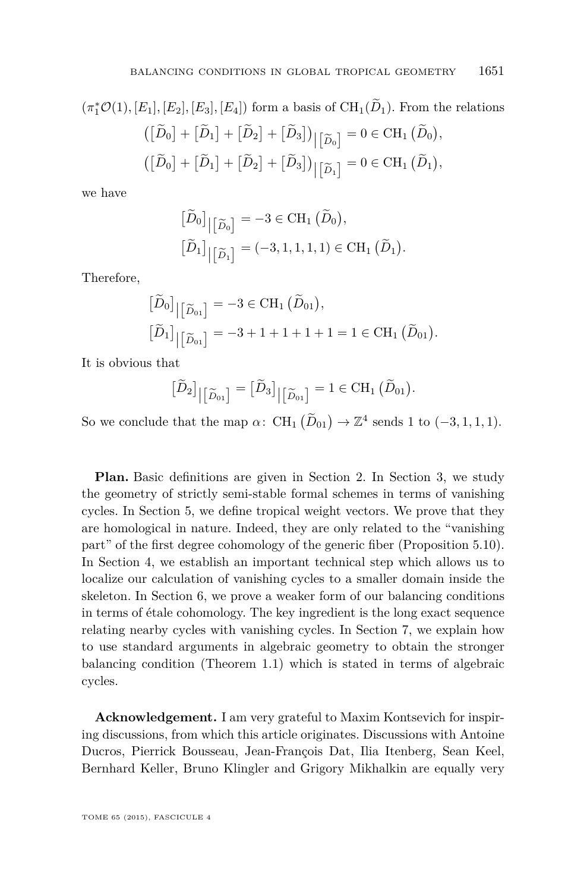$(\pi_1^*\mathcal{O}(1), [E_1], [E_2], [E_3], [E_4])$ form a basis of $\mathrm{CH}_1(\widetilde{D}_1)$. From the relations

$$\big([\widetilde{D}_0] + [\widetilde{D}_1] + [\widetilde{D}_2] + [\widetilde{D}_3]\big)\big|_{[\widetilde{D}_0]} = 0 \in \mathrm{CH}_1\big(\widetilde{D}_0\big),$$

$$\big([\widetilde{D}_0] + [\widetilde{D}_1] + [\widetilde{D}_2] + [\widetilde{D}_3]\big)\big|_{[\widetilde{D}_1]} = 0 \in \mathrm{CH}_1\big(\widetilde{D}_1\big),$$

we have

$$[\widetilde{D}_0]\big|_{[\widetilde{D}_0]} = -3 \in \mathrm{CH}_1\big(\widetilde{D}_0\big),$$

$$[\widetilde{D}_1]\big|_{[\widetilde{D}_1]} = (-3, 1, 1, 1, 1) \in \mathrm{CH}_1\big(\widetilde{D}_1\big).$$

Therefore,

$$[\widetilde{D}_0]\big|_{[\widetilde{D}_{01}]} = -3 \in \mathrm{CH}_1\big(\widetilde{D}_{01}\big),$$

$$[\widetilde{D}_1]\big|_{[\widetilde{D}_{01}]} = -3 + 1 + 1 + 1 + 1 = 1 \in \mathrm{CH}_1\big(\widetilde{D}_{01}\big).$$

It is obvious that

$$[\widetilde{D}_2]\big|_{[\widetilde{D}_{01}]} = [\widetilde{D}_3]\big|_{[\widetilde{D}_{01}]} = 1 \in \mathrm{CH}_1\big(\widetilde{D}_{01}\big).$$

So we conclude that the map $\alpha\colon \mathrm{CH}_1\big(\widetilde{D}_{01}\big) \to \mathbb{Z}^4$ sends 1 to $(-3, 1, 1, 1)$.

**Plan.** Basic definitions are given in Section 2. In Section 3, we study the geometry of strictly semi-stable formal schemes in terms of vanishing cycles. In Section 5, we define tropical weight vectors. We prove that they are homological in nature. Indeed, they are only related to the "vanishing part" of the first degree cohomology of the generic fiber (Proposition 5.10). In Section 4, we establish an important technical step which allows us to localize our calculation of vanishing cycles to a smaller domain inside the skeleton. In Section 6, we prove a weaker form of our balancing conditions in terms of étale cohomology. The key ingredient is the long exact sequence relating nearby cycles with vanishing cycles. In Section 7, we explain how to use standard arguments in algebraic geometry to obtain the stronger balancing condition (Theorem 1.1) which is stated in terms of algebraic cycles.

**Acknowledgement.** I am very grateful to Maxim Kontsevich for inspiring discussions, from which this article originates. Discussions with Antoine Ducros, Pierrick Bousseau, Jean-François Dat, Ilia Itenberg, Sean Keel, Bernhard Keller, Bruno Klingler and Grigory Mikhalkin are equally very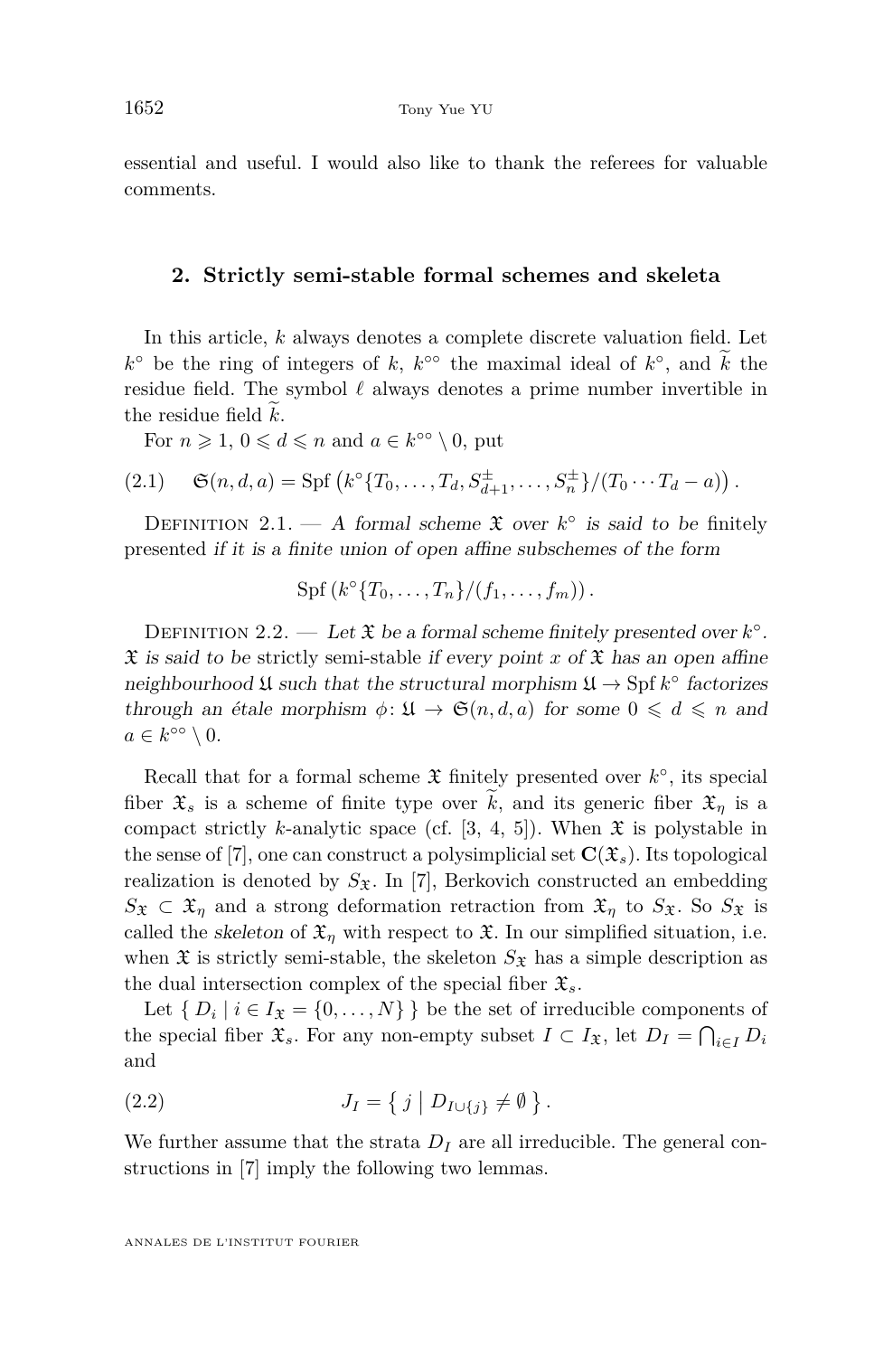essential and useful. I would also like to thank the referees for valuable comments.

## 2. Strictly semi-stable formal schemes and skeleta

In this article, $k$ always denotes a complete discrete valuation field. Let $k^\circ$ be the ring of integers of $k$, $k^{\circ\circ}$ the maximal ideal of $k^\circ$, and $\widetilde{k}$ the residue field. The symbol $\ell$ always denotes a prime number invertible in the residue field $\widetilde{k}$.

For $n \geqslant 1$, $0 \leqslant d \leqslant n$ and $a \in k^{\circ\circ} \setminus 0$, put

$$\mathfrak{S}(n,d,a) = \operatorname{Spf}\left(k^\circ\{T_0,\dots,T_d,S_{d+1}^{\pm},\dots,S_n^{\pm}\}/(T_0\cdots T_d - a)\right). \tag{2.1}$$

Definition 2.1. — *A formal scheme $\mathfrak{X}$ over $k^\circ$ is said to be* finitely presented *if it is a finite union of open affine subschemes of the form*

$$\operatorname{Spf}\left(k^\circ\{T_0,\dots,T_n\}/(f_1,\dots,f_m)\right).$$

Definition 2.2. — *Let $\mathfrak{X}$ be a formal scheme finitely presented over $k^\circ$. $\mathfrak{X}$ is said to be* strictly semi-stable *if every point $x$ of $\mathfrak{X}$ has an open affine neighbourhood $\mathfrak{U}$ such that the structural morphism $\mathfrak{U} \to \operatorname{Spf} k^\circ$ factorizes through an étale morphism $\phi\colon \mathfrak{U} \to \mathfrak{S}(n,d,a)$ for some $0 \leqslant d \leqslant n$ and $a \in k^{\circ\circ} \setminus 0$.*

Recall that for a formal scheme $\mathfrak{X}$ finitely presented over $k^\circ$, its special fiber $\mathfrak{X}_s$ is a scheme of finite type over $\widetilde{k}$, and its generic fiber $\mathfrak{X}_\eta$ is a compact strictly $k$-analytic space (cf. [3, 4, 5]). When $\mathfrak{X}$ is polystable in the sense of [7], one can construct a polysimplicial set $\mathbf{C}(\mathfrak{X}_s)$. Its topological realization is denoted by $S_{\mathfrak{X}}$. In [7], Berkovich constructed an embedding $S_{\mathfrak{X}} \subset \mathfrak{X}_\eta$ and a strong deformation retraction from $\mathfrak{X}_\eta$ to $S_{\mathfrak{X}}$. So $S_{\mathfrak{X}}$ is called the *skeleton* of $\mathfrak{X}_\eta$ with respect to $\mathfrak{X}$. In our simplified situation, i.e. when $\mathfrak{X}$ is strictly semi-stable, the skeleton $S_{\mathfrak{X}}$ has a simple description as the dual intersection complex of the special fiber $\mathfrak{X}_s$.

Let $\{\, D_i \mid i \in I_{\mathfrak{X}} = \{0,\dots,N\} \,\}$ be the set of irreducible components of the special fiber $\mathfrak{X}_s$. For any non-empty subset $I \subset I_{\mathfrak{X}}$, let $D_I = \bigcap_{i\in I} D_i$ and

$$J_I = \left\{\, j \;\middle|\; D_{I\cup\{j\}} \neq \emptyset \,\right\}. \tag{2.2}$$

We further assume that the strata $D_I$ are all irreducible. The general constructions in [7] imply the following two lemmas.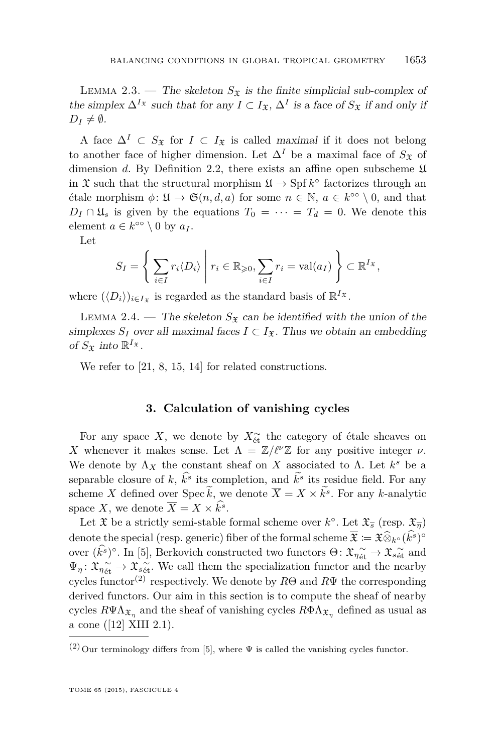Lemma 2.3. — *The skeleton $S_{\mathfrak{X}}$ is the finite simplicial sub-complex of the simplex $\Delta^{I_{\mathfrak{X}}}$ such that for any $I \subset I_{\mathfrak{X}}$, $\Delta^I$ is a face of $S_{\mathfrak{X}}$ if and only if $D_I \neq \emptyset$.*

A face $\Delta^I \subset S_{\mathfrak{X}}$ for $I \subset I_{\mathfrak{X}}$ is called *maximal* if it does not belong to another face of higher dimension. Let $\Delta^I$ be a maximal face of $S_{\mathfrak{X}}$ of dimension $d$. By Definition 2.2, there exists an affine open subscheme $\mathfrak{U}$ in $\mathfrak{X}$ such that the structural morphism $\mathfrak{U} \to \operatorname{Spf} k^\circ$ factorizes through an étale morphism $\phi\colon \mathfrak{U} \to \mathfrak{S}(n, d, a)$ for some $n \in \mathbb{N}$, $a \in k^{\circ\circ} \setminus 0$, and that $D_I \cap \mathfrak{U}_s$ is given by the equations $T_0 = \cdots = T_d = 0$. We denote this element $a \in k^{\circ\circ} \setminus 0$ by $a_I$.

Let

$$S_I = \left\{ \sum_{i \in I} r_i \langle D_i \rangle \;\middle|\; r_i \in \mathbb{R}_{\geqslant 0}, \sum_{i \in I} r_i = \operatorname{val}(a_I) \right\} \subset \mathbb{R}^{I_{\mathfrak{X}}},$$

where $(\langle D_i \rangle)_{i \in I_{\mathfrak{X}}}$ is regarded as the standard basis of $\mathbb{R}^{I_{\mathfrak{X}}}$.

Lemma 2.4. — *The skeleton $S_{\mathfrak{X}}$ can be identified with the union of the simplexes $S_I$ over all maximal faces $I \subset I_{\mathfrak{X}}$. Thus we obtain an embedding of $S_{\mathfrak{X}}$ into $\mathbb{R}^{I_{\mathfrak{X}}}$.*

We refer to [21, 8, 15, 14] for related constructions.

## 3. Calculation of vanishing cycles

For any space $X$, we denote by $X^{\sim}_{\text{ét}}$ the category of étale sheaves on $X$ whenever it makes sense. Let $\Lambda = \mathbb{Z}/\ell^\nu\mathbb{Z}$ for any positive integer $\nu$. We denote by $\Lambda_X$ the constant sheaf on $X$ associated to $\Lambda$. Let $k^s$ be a separable closure of $k$, $\widehat{k^s}$ its completion, and $\widetilde{k^s}$ its residue field. For any scheme $X$ defined over $\operatorname{Spec} \widetilde{k}$, we denote $\overline{X} = X \times \widetilde{k^s}$. For any $k$-analytic space $X$, we denote $\overline{X} = X \times \widehat{k^s}$.

Let $\mathfrak{X}$ be a strictly semi-stable formal scheme over $k^\circ$. Let $\mathfrak{X}_{\overline{s}}$ (resp. $\mathfrak{X}_{\overline{\eta}}$) denote the special (resp. generic) fiber of the formal scheme $\overline{\mathfrak{X}} := \mathfrak{X}\widehat{\otimes}_{k^\circ}(\widehat{k^s})^\circ$ over $(\widehat{k^s})^\circ$. In [5], Berkovich constructed two functors $\Theta\colon \mathfrak{X}_{\eta}{}^{\sim}_{\text{ét}} \to \mathfrak{X}_{s}{}^{\sim}_{\text{ét}}$ and $\Psi_\eta\colon \mathfrak{X}_{\eta}{}^{\sim}_{\text{ét}} \to \mathfrak{X}_{\overline{s}}{}^{\sim}_{\text{ét}}$. We call them the specialization functor and the nearby cycles functor[(2)] respectively. We denote by $R\Theta$ and $R\Psi$ the corresponding derived functors. Our aim in this section is to compute the sheaf of nearby cycles $R\Psi\Lambda_{\mathfrak{X}_\eta}$ and the sheaf of vanishing cycles $R\Phi\Lambda_{\mathfrak{X}_\eta}$ defined as usual as a cone ([12] XIII 2.1).

---

(2) Our terminology differs from [5], where $\Psi$ is called the vanishing cycles functor.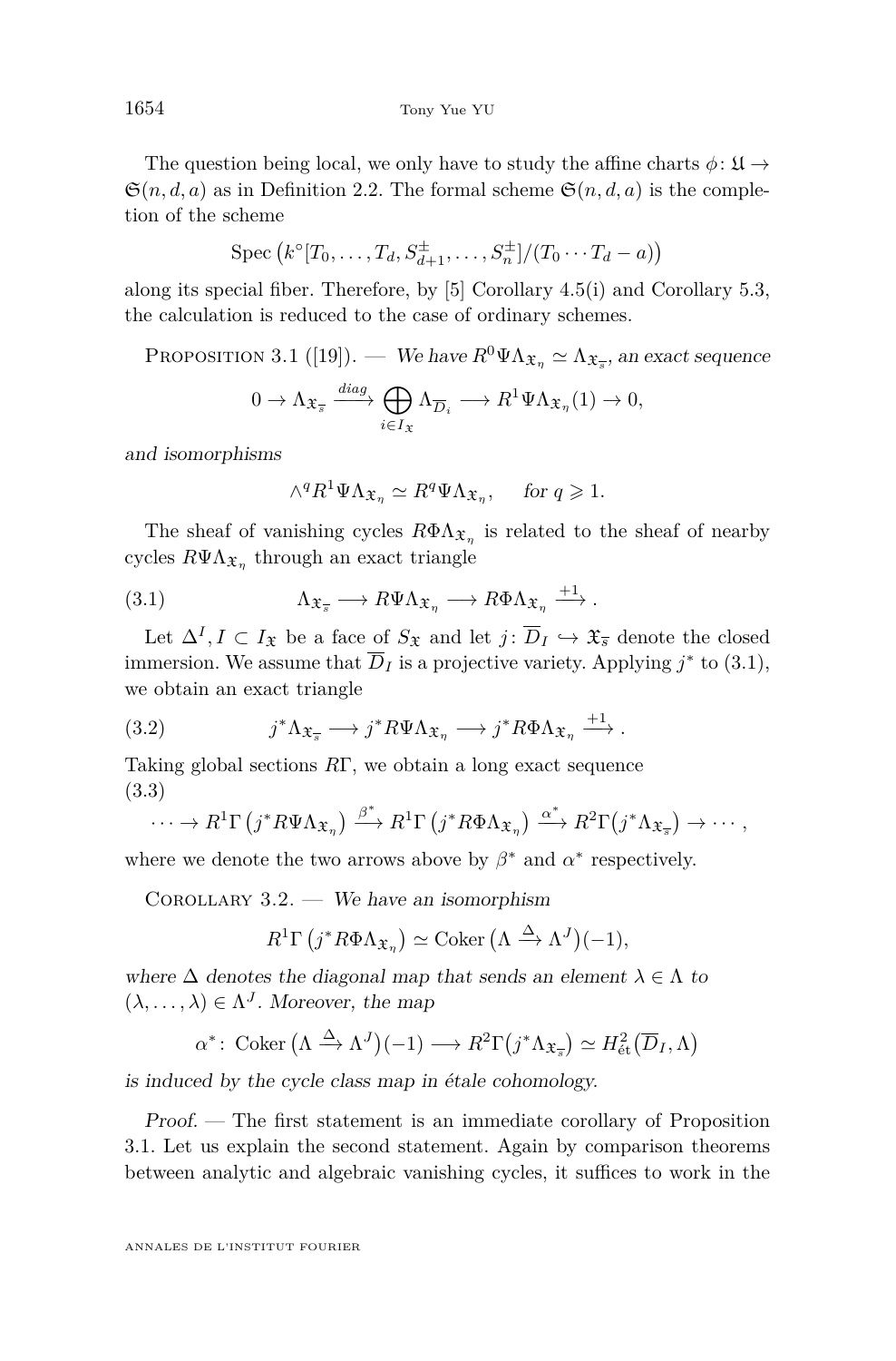The question being local, we only have to study the affine charts $\phi\colon \mathfrak{U} \to \mathfrak{S}(n,d,a)$ as in Definition 2.2. The formal scheme $\mathfrak{S}(n,d,a)$ is the completion of the scheme

$$\operatorname{Spec}\left(k^\circ[T_0,\dots,T_d,S_{d+1}^{\pm},\dots,S_n^{\pm}]/(T_0\cdots T_d - a)\right)$$

along its special fiber. Therefore, by [5] Corollary 4.5(i) and Corollary 5.3, the calculation is reduced to the case of ordinary schemes.

Proposition 3.1 ([19]). — *We have $R^0\Psi\Lambda_{\mathfrak{X}_\eta} \simeq \Lambda_{\mathfrak{X}_{\overline{s}}}$, an exact sequence*

$$0 \to \Lambda_{\mathfrak{X}_{\overline{s}}} \xrightarrow{diag} \bigoplus_{i\in I_{\mathfrak{X}}} \Lambda_{\overline{D}_i} \longrightarrow R^1\Psi\Lambda_{\mathfrak{X}_\eta}(1) \to 0,$$

*and isomorphisms*

$$\wedge^q R^1\Psi\Lambda_{\mathfrak{X}_\eta} \simeq R^q\Psi\Lambda_{\mathfrak{X}_\eta}, \qquad \text{for } q \geqslant 1.$$

The sheaf of vanishing cycles $R\Phi\Lambda_{\mathfrak{X}_\eta}$ is related to the sheaf of nearby cycles $R\Psi\Lambda_{\mathfrak{X}_\eta}$ through an exact triangle

$$\Lambda_{\mathfrak{X}_{\overline{s}}} \longrightarrow R\Psi\Lambda_{\mathfrak{X}_\eta} \longrightarrow R\Phi\Lambda_{\mathfrak{X}_\eta} \xrightarrow{+1}. \tag{3.1}$$

Let $\Delta^I, I \subset I_{\mathfrak{X}}$ be a face of $S_{\mathfrak{X}}$ and let $j\colon \overline{D}_I \hookrightarrow \mathfrak{X}_{\overline{s}}$ denote the closed immersion. We assume that $\overline{D}_I$ is a projective variety. Applying $j^*$ to (3.1), we obtain an exact triangle

$$j^*\Lambda_{\mathfrak{X}_{\overline{s}}} \longrightarrow j^*R\Psi\Lambda_{\mathfrak{X}_\eta} \longrightarrow j^*R\Phi\Lambda_{\mathfrak{X}_\eta} \xrightarrow{+1}. \tag{3.2}$$

Taking global sections $R\Gamma$, we obtain a long exact sequence

$$\cdots \to R^1\Gamma\left(j^*R\Psi\Lambda_{\mathfrak{X}_\eta}\right) \xrightarrow{\beta^*} R^1\Gamma\left(j^*R\Phi\Lambda_{\mathfrak{X}_\eta}\right) \xrightarrow{\alpha^*} R^2\Gamma\left(j^*\Lambda_{\mathfrak{X}_{\overline{s}}}\right) \to \cdots, \tag{3.3}$$

where we denote the two arrows above by $\beta^*$ and $\alpha^*$ respectively.

Corollary 3.2. — *We have an isomorphism*

$$R^1\Gamma\left(j^*R\Phi\Lambda_{\mathfrak{X}_\eta}\right) \simeq \operatorname{Coker}\left(\Lambda \xrightarrow{\Delta} \Lambda^J\right)(-1),$$

*where $\Delta$ denotes the diagonal map that sends an element $\lambda \in \Lambda$ to $(\lambda,\dots,\lambda) \in \Lambda^J$. Moreover, the map*

$$\alpha^*\colon \operatorname{Coker}\left(\Lambda \xrightarrow{\Delta} \Lambda^J\right)(-1) \longrightarrow R^2\Gamma\left(j^*\Lambda_{\mathfrak{X}_{\overline{s}}}\right) \simeq H^2_{\text{ét}}\left(\overline{D}_I, \Lambda\right)$$

*is induced by the cycle class map in étale cohomology.*

*Proof.* — The first statement is an immediate corollary of Proposition 3.1. Let us explain the second statement. Again by comparison theorems between analytic and algebraic vanishing cycles, it suffices to work in the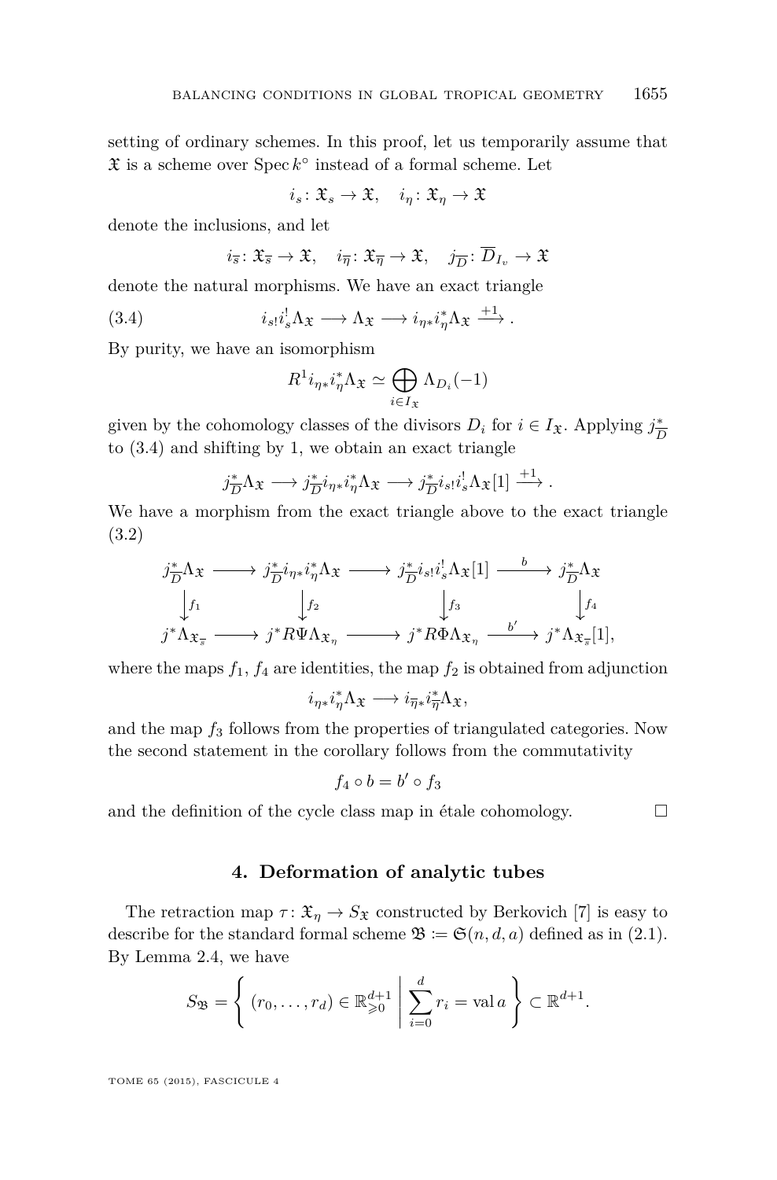setting of ordinary schemes. In this proof, let us temporarily assume that $\mathfrak{X}$ is a scheme over $\operatorname{Spec} k^\circ$ instead of a formal scheme. Let

$$i_s\colon \mathfrak{X}_s \to \mathfrak{X}, \quad i_\eta\colon \mathfrak{X}_\eta \to \mathfrak{X}$$

denote the inclusions, and let

$$i_{\overline{s}}\colon \mathfrak{X}_{\overline{s}} \to \mathfrak{X}, \quad i_{\overline{\eta}}\colon \mathfrak{X}_{\overline{\eta}} \to \mathfrak{X}, \quad j_{\overline{D}}\colon \overline{D}_{I_v} \to \mathfrak{X}$$

denote the natural morphisms. We have an exact triangle

$$i_{s!} i_s^! \Lambda_{\mathfrak{X}} \longrightarrow \Lambda_{\mathfrak{X}} \longrightarrow i_{\eta *} i_\eta^* \Lambda_{\mathfrak{X}} \xrightarrow{+1} . \tag{3.4}$$

By purity, we have an isomorphism

$$R^1 i_{\eta *} i_\eta^* \Lambda_{\mathfrak{X}} \simeq \bigoplus_{i \in I_{\mathfrak{X}}} \Lambda_{D_i}(-1)$$

given by the cohomology classes of the divisors $D_i$ for $i \in I_{\mathfrak{X}}$. Applying $j_{\overline{D}}^*$ to (3.4) and shifting by 1, we obtain an exact triangle

$$j_{\overline{D}}^* \Lambda_{\mathfrak{X}} \longrightarrow j_{\overline{D}}^* i_{\eta *} i_\eta^* \Lambda_{\mathfrak{X}} \longrightarrow j_{\overline{D}}^* i_{s!} i_s^! \Lambda_{\mathfrak{X}}[1] \xrightarrow{+1} .$$

We have a morphism from the exact triangle above to the exact triangle (3.2)

$$\begin{array}{ccccccc}
j_{\overline{D}}^* \Lambda_{\mathfrak{X}} & \longrightarrow & j_{\overline{D}}^* i_{\eta *} i_\eta^* \Lambda_{\mathfrak{X}} & \longrightarrow & j_{\overline{D}}^* i_{s!} i_s^! \Lambda_{\mathfrak{X}}[1] & \xrightarrow{b} & j_{\overline{D}}^* \Lambda_{\mathfrak{X}} \\
\downarrow f_1 & & \downarrow f_2 & & \downarrow f_3 & & \downarrow f_4 \\
j^* \Lambda_{\mathfrak{X}_{\overline{s}}} & \longrightarrow & j^* R\Psi \Lambda_{\mathfrak{X}_\eta} & \longrightarrow & j^* R\Phi \Lambda_{\mathfrak{X}_\eta} & \xrightarrow{b'} & j^* \Lambda_{\mathfrak{X}_{\overline{s}}}[1],
\end{array}$$

where the maps $f_1$, $f_4$ are identities, the map $f_2$ is obtained from adjunction

$$i_{\eta *} i_\eta^* \Lambda_{\mathfrak{X}} \longrightarrow i_{\overline{\eta} *} i_{\overline{\eta}}^* \Lambda_{\mathfrak{X}},$$

and the map $f_3$ follows from the properties of triangulated categories. Now the second statement in the corollary follows from the commutativity

$$f_4 \circ b = b' \circ f_3$$

and the definition of the cycle class map in étale cohomology. □

## 4. Deformation of analytic tubes

The retraction map $\tau\colon \mathfrak{X}_\eta \to S_{\mathfrak{X}}$ constructed by Berkovich [7] is easy to describe for the standard formal scheme $\mathfrak{B} := \mathfrak{S}(n, d, a)$ defined as in (2.1). By Lemma 2.4, we have

$$S_{\mathfrak{B}} = \left\{ (r_0, \ldots, r_d) \in \mathbb{R}_{\geqslant 0}^{d+1} \;\middle|\; \sum_{i=0}^{d} r_i = \operatorname{val} a \right\} \subset \mathbb{R}^{d+1}.$$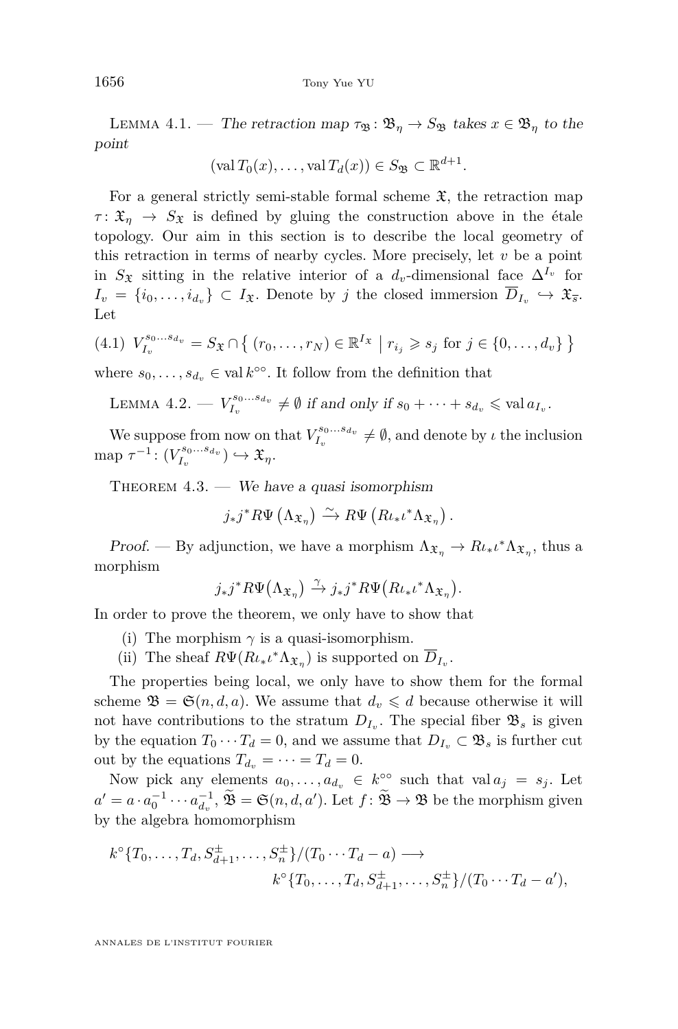Lemma 4.1. — *The retraction map $\tau_{\mathfrak{B}}\colon \mathfrak{B}_\eta \to S_{\mathfrak{B}}$ takes $x \in \mathfrak{B}_\eta$ to the point*

$$(\operatorname{val} T_0(x), \dots, \operatorname{val} T_d(x)) \in S_{\mathfrak{B}} \subset \mathbb{R}^{d+1}.$$

For a general strictly semi-stable formal scheme $\mathfrak{X}$, the retraction map $\tau\colon \mathfrak{X}_\eta \to S_{\mathfrak{X}}$ is defined by gluing the construction above in the étale topology. Our aim in this section is to describe the local geometry of this retraction in terms of nearby cycles. More precisely, let $v$ be a point in $S_{\mathfrak{X}}$ sitting in the relative interior of a $d_v$-dimensional face $\Delta^{I_v}$ for $I_v = \{i_0, \dots, i_{d_v}\} \subset I_{\mathfrak{X}}$. Denote by $j$ the closed immersion $\overline{D}_{I_v} \hookrightarrow \mathfrak{X}_{\overline{s}}$. Let

$$V_{I_v}^{s_0 \dots s_{d_v}} = S_{\mathfrak{X}} \cap \left\{ (r_0, \dots, r_N) \in \mathbb{R}^{I_{\mathfrak{X}}} \;\middle|\; r_{i_j} \geqslant s_j \text{ for } j \in \{0, \dots, d_v\} \right\} \tag{4.1}$$

where $s_0, \dots, s_{d_v} \in \operatorname{val} k^{\circ\circ}$. It follow from the definition that

Lemma 4.2. — *$V_{I_v}^{s_0 \dots s_{d_v}} \neq \emptyset$ if and only if $s_0 + \dots + s_{d_v} \leqslant \operatorname{val} a_{I_v}$.*

We suppose from now on that $V_{I_v}^{s_0 \dots s_{d_v}} \neq \emptyset$, and denote by $\iota$ the inclusion map $\tau^{-1}\colon (V_{I_v}^{s_0 \dots s_{d_v}}) \hookrightarrow \mathfrak{X}_\eta$.

Theorem 4.3. — *We have a quasi isomorphism*

$$j_* j^* R\Psi\left(\Lambda_{\mathfrak{X}_\eta}\right) \xrightarrow{\sim} R\Psi\left(R\iota_* \iota^* \Lambda_{\mathfrak{X}_\eta}\right).$$

*Proof.* — By adjunction, we have a morphism $\Lambda_{\mathfrak{X}_\eta} \to R\iota_* \iota^* \Lambda_{\mathfrak{X}_\eta}$, thus a morphism

$$j_* j^* R\Psi\big(\Lambda_{\mathfrak{X}_\eta}\big) \xrightarrow{\gamma} j_* j^* R\Psi\big(R\iota_* \iota^* \Lambda_{\mathfrak{X}_\eta}\big).$$

In order to prove the theorem, we only have to show that

(i) The morphism $\gamma$ is a quasi-isomorphism.

(ii) The sheaf $R\Psi(R\iota_* \iota^* \Lambda_{\mathfrak{X}_\eta})$ is supported on $\overline{D}_{I_v}$.

The properties being local, we only have to show them for the formal scheme $\mathfrak{B} = \mathfrak{S}(n, d, a)$. We assume that $d_v \leqslant d$ because otherwise it will not have contributions to the stratum $D_{I_v}$. The special fiber $\mathfrak{B}_s$ is given by the equation $T_0 \cdots T_d = 0$, and we assume that $D_{I_v} \subset \mathfrak{B}_s$ is further cut out by the equations $T_{d_v} = \dots = T_d = 0$.

Now pick any elements $a_0, \dots, a_{d_v} \in k^{\circ\circ}$ such that $\operatorname{val} a_j = s_j$. Let $a' = a \cdot a_0^{-1} \cdots a_{d_v}^{-1}$, $\widetilde{\mathfrak{B}} = \mathfrak{S}(n, d, a')$. Let $f\colon \widetilde{\mathfrak{B}} \to \mathfrak{B}$ be the morphism given by the algebra homomorphism

$$k^\circ\{T_0, \dots, T_d, S_{d+1}^{\pm}, \dots, S_n^{\pm}\}/(T_0 \cdots T_d - a) \longrightarrow$$
$$k^\circ\{T_0, \dots, T_d, S_{d+1}^{\pm}, \dots, S_n^{\pm}\}/(T_0 \cdots T_d - a'),$$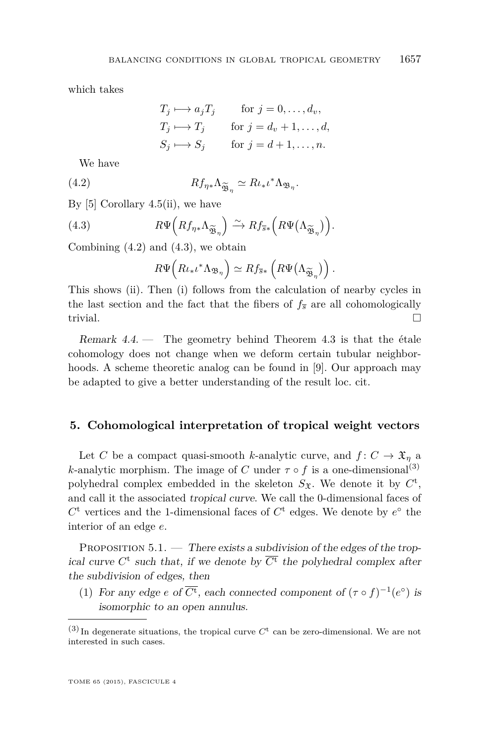which takes

$$
\begin{aligned}
T_j &\longmapsto a_j T_j \qquad \text{for } j = 0, \dots, d_v,\\
T_j &\longmapsto T_j \qquad \text{for } j = d_v + 1, \dots, d,\\
S_j &\longmapsto S_j \qquad \text{for } j = d + 1, \dots, n.
\end{aligned}
$$

We have

$$
Rf_{\eta *}\Lambda_{\widetilde{\mathfrak{B}}_\eta} \simeq R\iota_* \iota^* \Lambda_{\mathfrak{B}_\eta}. \tag{4.2}
$$

By [5] Corollary 4.5(ii), we have

$$
R\Psi\Big(Rf_{\eta *}\Lambda_{\widetilde{\mathfrak{B}}_\eta}\Big) \xrightarrow{\sim} Rf_{\overline{s}*}\Big(R\Psi\big(\Lambda_{\widetilde{\mathfrak{B}}_\eta}\big)\Big). \tag{4.3}
$$

Combining (4.2) and (4.3), we obtain

$$
R\Psi\Big(R\iota_* \iota^* \Lambda_{\mathfrak{B}_\eta}\Big) \simeq Rf_{\overline{s}*}\left(R\Psi\big(\Lambda_{\widetilde{\mathfrak{B}}_\eta}\big)\right).
$$

This shows (ii). Then (i) follows from the calculation of nearby cycles in the last section and the fact that the fibers of $f_{\overline{s}}$ are all cohomologically trivial. □

*Remark 4.4.* — The geometry behind Theorem 4.3 is that the étale cohomology does not change when we deform certain tubular neighborhoods. A scheme theoretic analog can be found in [9]. Our approach may be adapted to give a better understanding of the result loc. cit.

## 5. Cohomological interpretation of tropical weight vectors

Let $C$ be a compact quasi-smooth $k$-analytic curve, and $f\colon C \to \mathfrak{X}_\eta$ a $k$-analytic morphism. The image of $C$ under $\tau \circ f$ is a one-dimensional[(3)] polyhedral complex embedded in the skeleton $S_{\mathfrak{X}}$. We denote it by $C^{\mathrm{t}}$, and call it the associated *tropical curve*. We call the 0-dimensional faces of $C^{\mathrm{t}}$ vertices and the 1-dimensional faces of $C^{\mathrm{t}}$ edges. We denote by $e^\circ$ the interior of an edge $e$.

Proposition 5.1. — *There exists a subdivision of the edges of the tropical curve $C^{\mathrm{t}}$ such that, if we denote by $\overline{C^{\mathrm{t}}}$ the polyhedral complex after the subdivision of edges, then*

1. *For any edge $e$ of $\overline{C^{\mathrm{t}}}$, each connected component of $(\tau \circ f)^{-1}(e^\circ)$ is isomorphic to an open annulus.*

---

(3) In degenerate situations, the tropical curve $C^{\mathrm{t}}$ can be zero-dimensional. We are not interested in such cases.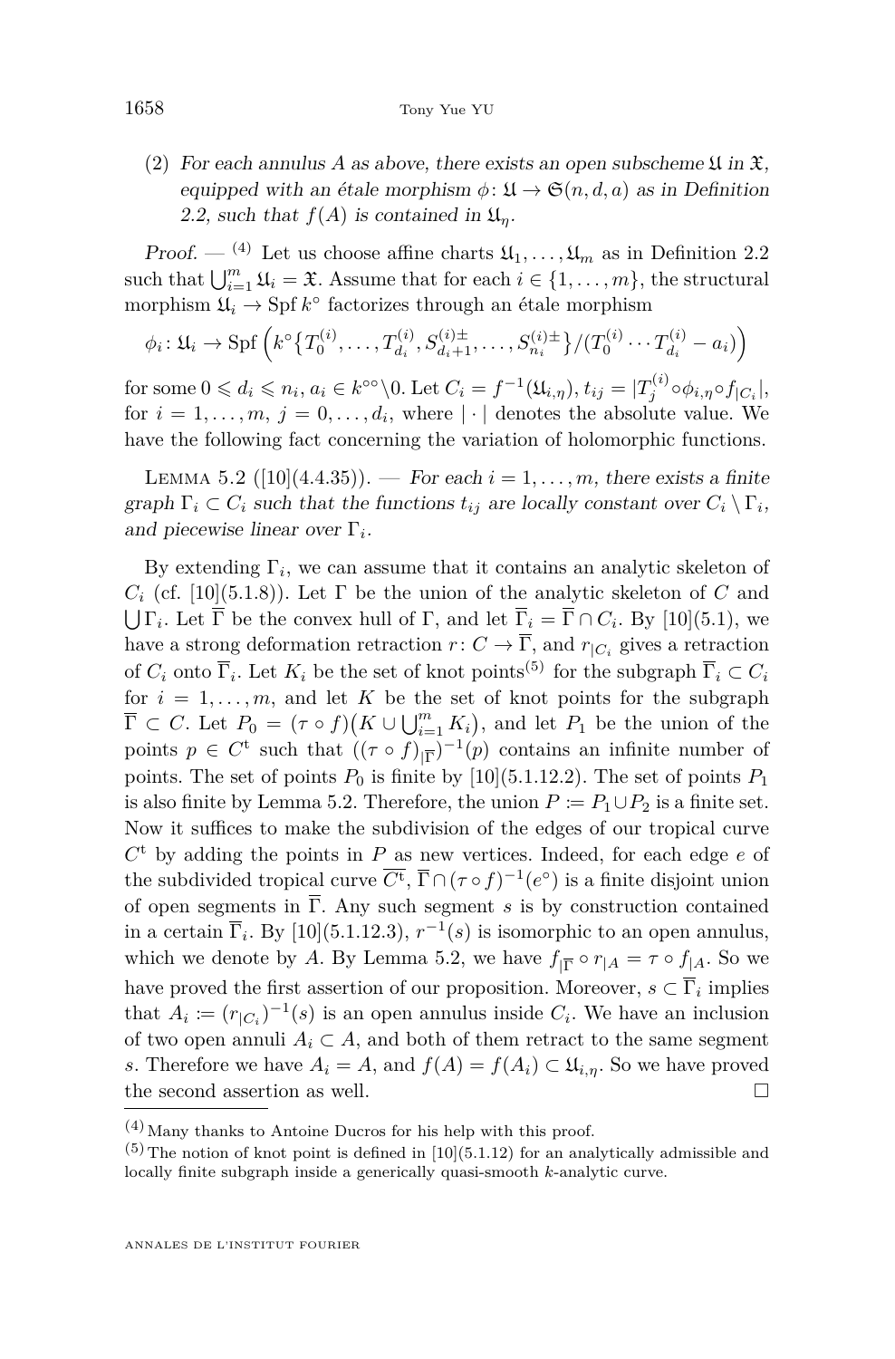(2) *For each annulus $A$ as above, there exists an open subscheme $\mathfrak{U}$ in $\mathfrak{X}$, equipped with an étale morphism $\phi\colon \mathfrak{U} \to \mathfrak{S}(n,d,a)$ as in Definition 2.2, such that $f(A)$ is contained in $\mathfrak{U}_\eta$.*

*Proof.* — [4] Let us choose affine charts $\mathfrak{U}_1, \dots, \mathfrak{U}_m$ as in Definition 2.2 such that $\bigcup_{i=1}^m \mathfrak{U}_i = \mathfrak{X}$. Assume that for each $i \in \{1, \dots, m\}$, the structural morphism $\mathfrak{U}_i \to \operatorname{Spf} k^\circ$ factorizes through an étale morphism

$$\phi_i\colon \mathfrak{U}_i \to \operatorname{Spf}\left(k^\circ\{T_0^{(i)}, \dots, T_{d_i}^{(i)}, S_{d_i+1}^{(i)\pm}, \dots, S_{n_i}^{(i)\pm}\}/(T_0^{(i)} \cdots T_{d_i}^{(i)} - a_i)\right)$$

for some $0 \leqslant d_i \leqslant n_i$, $a_i \in k^{\circ\circ}\backslash 0$. Let $C_i = f^{-1}(\mathfrak{U}_{i,\eta})$, $t_{ij} = |T_j^{(i)} \circ \phi_{i,\eta} \circ f_{|C_i}|$, for $i = 1, \dots, m$, $j = 0, \dots, d_i$, where $|\cdot|$ denotes the absolute value. We have the following fact concerning the variation of holomorphic functions.

Lemma 5.2 ([10](4.4.35)). — *For each $i = 1, \dots, m$, there exists a finite graph $\Gamma_i \subset C_i$ such that the functions $t_{ij}$ are locally constant over $C_i \setminus \Gamma_i$, and piecewise linear over $\Gamma_i$.*

By extending $\Gamma_i$, we can assume that it contains an analytic skeleton of $C_i$ (cf. [10](5.1.8)). Let $\Gamma$ be the union of the analytic skeleton of $C$ and $\bigcup \Gamma_i$. Let $\overline{\Gamma}$ be the convex hull of $\Gamma$, and let $\overline{\Gamma}_i = \overline{\Gamma} \cap C_i$. By [10](5.1), we have a strong deformation retraction $r\colon C \to \overline{\Gamma}$, and $r_{|C_i}$ gives a retraction of $C_i$ onto $\overline{\Gamma}_i$. Let $K_i$ be the set of knot points[5] for the subgraph $\overline{\Gamma}_i \subset C_i$ for $i = 1, \dots, m$, and let $K$ be the set of knot points for the subgraph $\overline{\Gamma} \subset C$. Let $P_0 = (\tau \circ f)\big(K \cup \bigcup_{i=1}^m K_i\big)$, and let $P_1$ be the union of the points $p \in C^{\mathrm{t}}$ such that $((\tau \circ f)_{|\overline{\Gamma}})^{-1}(p)$ contains an infinite number of points. The set of points $P_0$ is finite by [10](5.1.12.2). The set of points $P_1$ is also finite by Lemma 5.2. Therefore, the union $P \coloneqq P_1 \cup P_2$ is a finite set. Now it suffices to make the subdivision of the edges of our tropical curve $C^{\mathrm{t}}$ by adding the points in $P$ as new vertices. Indeed, for each edge $e$ of the subdivided tropical curve $\overline{C^{\mathrm{t}}}$, $\overline{\Gamma} \cap (\tau \circ f)^{-1}(e^\circ)$ is a finite disjoint union of open segments in $\overline{\Gamma}$. Any such segment $s$ is by construction contained in a certain $\overline{\Gamma}_i$. By [10](5.1.12.3), $r^{-1}(s)$ is isomorphic to an open annulus, which we denote by $A$. By Lemma 5.2, we have $f_{|\overline{\Gamma}} \circ r_{|A} = \tau \circ f_{|A}$. So we have proved the first assertion of our proposition. Moreover, $s \subset \overline{\Gamma}_i$ implies that $A_i \coloneqq (r_{|C_i})^{-1}(s)$ is an open annulus inside $C_i$. We have an inclusion of two open annuli $A_i \subset A$, and both of them retract to the same segment $s$. Therefore we have $A_i = A$, and $f(A) = f(A_i) \subset \mathfrak{U}_{i,\eta}$. So we have proved the second assertion as well. $\square$

---

[4] Many thanks to Antoine Ducros for his help with this proof.

[5] The notion of knot point is defined in [10](5.1.12) for an analytically admissible and locally finite subgraph inside a generically quasi-smooth $k$-analytic curve.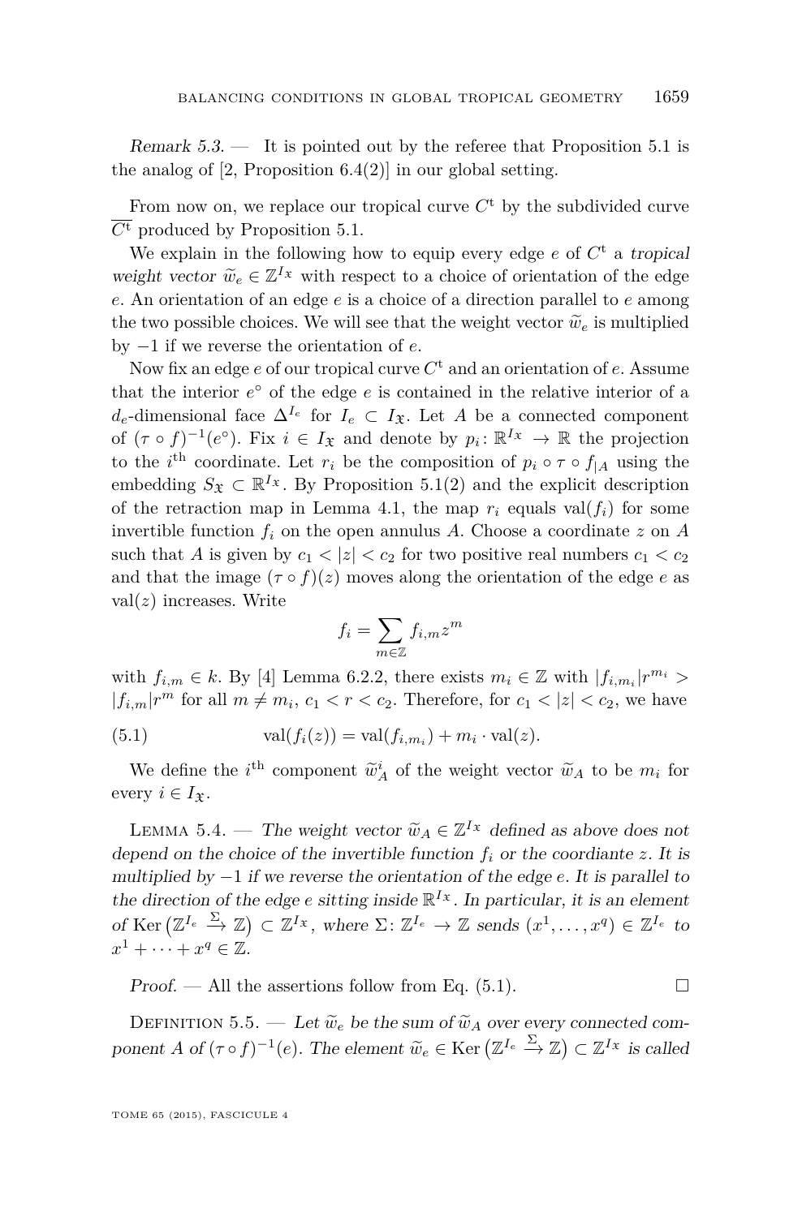*Remark 5.3*. — It is pointed out by the referee that Proposition 5.1 is the analog of [2, Proposition 6.4(2)] in our global setting.

From now on, we replace our tropical curve $C^{\mathrm{t}}$ by the subdivided curve $\overline{C^{\mathrm{t}}}$ produced by Proposition 5.1.

We explain in the following how to equip every edge $e$ of $C^{\mathrm{t}}$ a *tropical weight vector* $\widetilde{w}_e \in \mathbb{Z}^{I_{\mathfrak{X}}}$ with respect to a choice of orientation of the edge $e$. An orientation of an edge $e$ is a choice of a direction parallel to $e$ among the two possible choices. We will see that the weight vector $\widetilde{w}_e$ is multiplied by $-1$ if we reverse the orientation of $e$.

Now fix an edge $e$ of our tropical curve $C^{\mathrm{t}}$ and an orientation of $e$. Assume that the interior $e^\circ$ of the edge $e$ is contained in the relative interior of a $d_e$-dimensional face $\Delta^{I_e}$ for $I_e \subset I_{\mathfrak{X}}$. Let $A$ be a connected component of $(\tau \circ f)^{-1}(e^\circ)$. Fix $i \in I_{\mathfrak{X}}$ and denote by $p_i \colon \mathbb{R}^{I_{\mathfrak{X}}} \to \mathbb{R}$ the projection to the $i^{\text{th}}$ coordinate. Let $r_i$ be the composition of $p_i \circ \tau \circ f_{|A}$ using the embedding $S_{\mathfrak{X}} \subset \mathbb{R}^{I_{\mathfrak{X}}}$. By Proposition 5.1(2) and the explicit description of the retraction map in Lemma 4.1, the map $r_i$ equals $\operatorname{val}(f_i)$ for some invertible function $f_i$ on the open annulus $A$. Choose a coordinate $z$ on $A$ such that $A$ is given by $c_1 < |z| < c_2$ for two positive real numbers $c_1 < c_2$ and that the image $(\tau \circ f)(z)$ moves along the orientation of the edge $e$ as $\operatorname{val}(z)$ increases. Write

$$f_i = \sum_{m\in\mathbb{Z}} f_{i,m} z^m$$

with $f_{i,m} \in k$. By [4] Lemma 6.2.2, there exists $m_i \in \mathbb{Z}$ with $|f_{i,m_i}|r^{m_i} > |f_{i,m}|r^m$ for all $m \neq m_i$, $c_1 < r < c_2$. Therefore, for $c_1 < |z| < c_2$, we have

$$\operatorname{val}(f_i(z)) = \operatorname{val}(f_{i,m_i}) + m_i \cdot \operatorname{val}(z). \tag{5.1}$$

We define the $i^{\text{th}}$ component $\widetilde{w}_A^i$ of the weight vector $\widetilde{w}_A$ to be $m_i$ for every $i \in I_{\mathfrak{X}}$.

Lemma 5.4. — *The weight vector $\widetilde{w}_A \in \mathbb{Z}^{I_{\mathfrak{X}}}$ defined as above does not depend on the choice of the invertible function $f_i$ or the coordiante $z$. It is multiplied by $-1$ if we reverse the orientation of the edge $e$. It is parallel to the direction of the edge $e$ sitting inside $\mathbb{R}^{I_{\mathfrak{X}}}$. In particular, it is an element of $\operatorname{Ker}\big(\mathbb{Z}^{I_e} \xrightarrow{\Sigma} \mathbb{Z}\big) \subset \mathbb{Z}^{I_{\mathfrak{X}}}$, where $\Sigma \colon \mathbb{Z}^{I_e} \to \mathbb{Z}$ sends $(x^1, \dots, x^q) \in \mathbb{Z}^{I_e}$ to $x^1 + \dots + x^q \in \mathbb{Z}$.*

*Proof*. — All the assertions follow from Eq. (5.1). □

Definition 5.5. — *Let $\widetilde{w}_e$ be the sum of $\widetilde{w}_A$ over every connected component $A$ of $(\tau \circ f)^{-1}(e)$. The element $\widetilde{w}_e \in \operatorname{Ker}\big(\mathbb{Z}^{I_e} \xrightarrow{\Sigma} \mathbb{Z}\big) \subset \mathbb{Z}^{I_{\mathfrak{X}}}$ is called*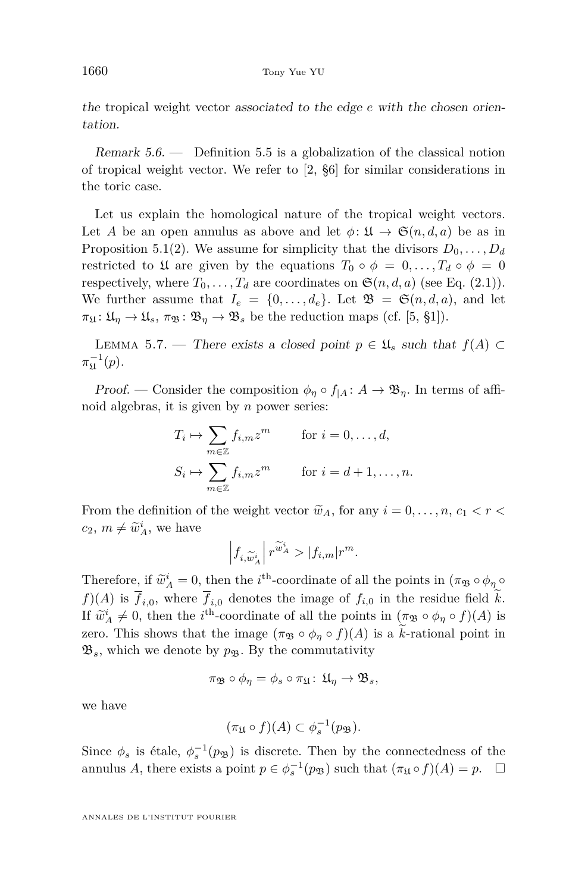*the* tropical weight vector *associated to the edge e with the chosen orientation.*

*Remark 5.6.* — Definition 5.5 is a globalization of the classical notion of tropical weight vector. We refer to [2, §6] for similar considerations in the toric case.

Let us explain the homological nature of the tropical weight vectors. Let $A$ be an open annulus as above and let $\phi\colon \mathfrak{U} \to \mathfrak{S}(n,d,a)$ be as in Proposition 5.1(2). We assume for simplicity that the divisors $D_0,\dots,D_d$ restricted to $\mathfrak{U}$ are given by the equations $T_0\circ\phi = 0,\dots,T_d\circ\phi = 0$ respectively, where $T_0,\dots,T_d$ are coordinates on $\mathfrak{S}(n,d,a)$ (see Eq. (2.1)). We further assume that $I_e = \{0,\dots,d_e\}$. Let $\mathfrak{B} = \mathfrak{S}(n,d,a)$, and let $\pi_{\mathfrak{U}}\colon \mathfrak{U}_\eta \to \mathfrak{U}_s$, $\pi_{\mathfrak{B}}\colon \mathfrak{B}_\eta \to \mathfrak{B}_s$ be the reduction maps (cf. [5, §1]).

Lemma 5.7. — *There exists a closed point $p \in \mathfrak{U}_s$ such that $f(A) \subset \pi_{\mathfrak{U}}^{-1}(p)$.*

*Proof.* — Consider the composition $\phi_\eta \circ f_{|A}\colon A \to \mathfrak{B}_\eta$. In terms of affinoid algebras, it is given by $n$ power series:

$$T_i \mapsto \sum_{m\in\mathbb{Z}} f_{i,m} z^m \qquad \text{for } i = 0,\dots,d,$$

$$S_i \mapsto \sum_{m\in\mathbb{Z}} f_{i,m} z^m \qquad \text{for } i = d+1,\dots,n.$$

From the definition of the weight vector $\widetilde{w}_A$, for any $i = 0,\dots,n$, $c_1 < r < c_2$, $m \neq \widetilde{w}^i_A$, we have

$$\left|f_{i,\widetilde{w}^i_A}\right| r^{\widetilde{w}^i_A} > |f_{i,m}| r^m.$$

Therefore, if $\widetilde{w}^i_A = 0$, then the $i^{\text{th}}$-coordinate of all the points in $(\pi_{\mathfrak{B}} \circ \phi_\eta \circ f)(A)$ is $\overline{f}_{i,0}$, where $\overline{f}_{i,0}$ denotes the image of $f_{i,0}$ in the residue field $\widetilde{k}$. If $\widetilde{w}^i_A \neq 0$, then the $i^{\text{th}}$-coordinate of all the points in $(\pi_{\mathfrak{B}} \circ \phi_\eta \circ f)(A)$ is zero. This shows that the image $(\pi_{\mathfrak{B}} \circ \phi_\eta \circ f)(A)$ is a $\widetilde{k}$-rational point in $\mathfrak{B}_s$, which we denote by $p_{\mathfrak{B}}$. By the commutativity

$$\pi_{\mathfrak{B}} \circ \phi_\eta = \phi_s \circ \pi_{\mathfrak{U}}\colon \mathfrak{U}_\eta \to \mathfrak{B}_s,$$

we have

$$(\pi_{\mathfrak{U}} \circ f)(A) \subset \phi_s^{-1}(p_{\mathfrak{B}}).$$

Since $\phi_s$ is étale, $\phi_s^{-1}(p_{\mathfrak{B}})$ is discrete. Then by the connectedness of the annulus $A$, there exists a point $p \in \phi_s^{-1}(p_{\mathfrak{B}})$ such that $(\pi_{\mathfrak{U}} \circ f)(A) = p$. $\square$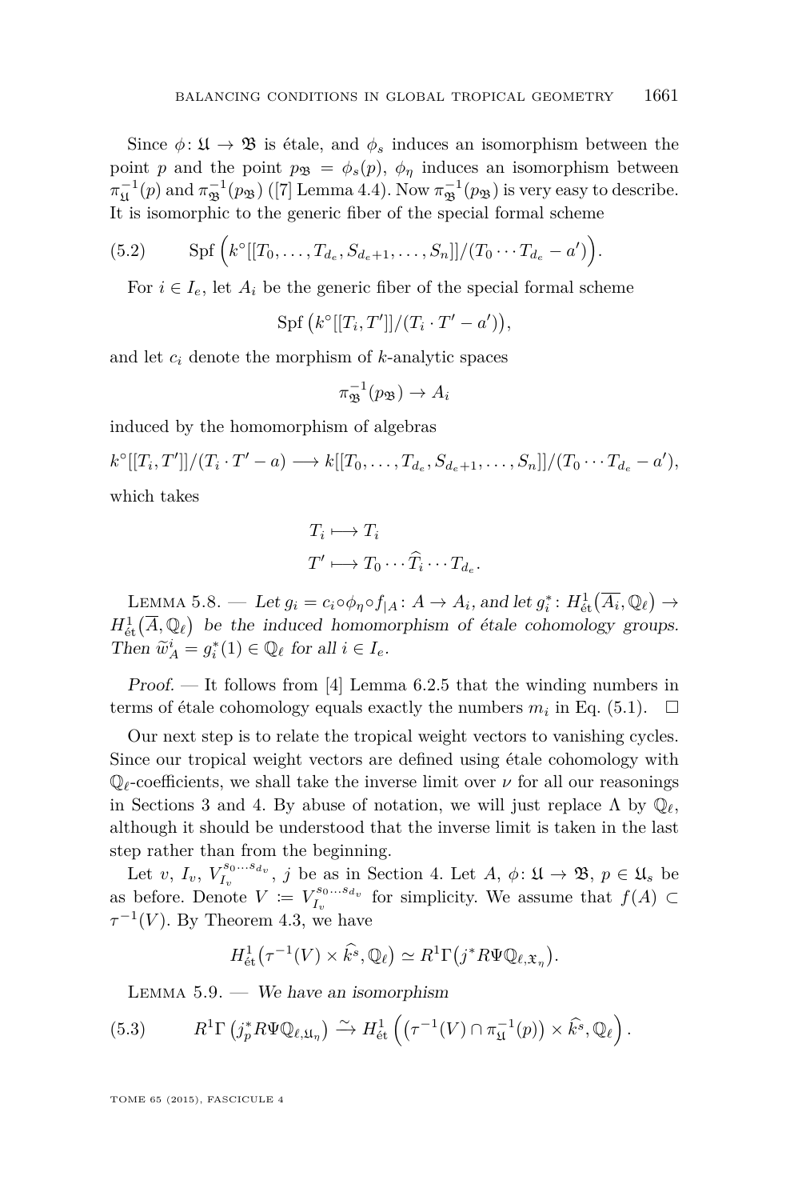Since $\phi\colon \mathfrak{U} \to \mathfrak{B}$ is étale, and $\phi_s$ induces an isomorphism between the point $p$ and the point $p_{\mathfrak{B}} = \phi_s(p)$, $\phi_\eta$ induces an isomorphism between $\pi_{\mathfrak{U}}^{-1}(p)$ and $\pi_{\mathfrak{B}}^{-1}(p_{\mathfrak{B}})$ ([7] Lemma 4.4). Now $\pi_{\mathfrak{B}}^{-1}(p_{\mathfrak{B}})$ is very easy to describe. It is isomorphic to the generic fiber of the special formal scheme

$$\operatorname{Spf}\Big(k^\circ[[T_0,\dots,T_{d_e},S_{d_e+1},\dots,S_n]]/(T_0\cdots T_{d_e}-a')\Big). \tag{5.2}$$

For $i \in I_e$, let $A_i$ be the generic fiber of the special formal scheme

$$\operatorname{Spf}\big(k^\circ[[T_i,T']]/(T_i\cdot T'-a')\big),$$

and let $c_i$ denote the morphism of $k$-analytic spaces

$$\pi_{\mathfrak{B}}^{-1}(p_{\mathfrak{B}}) \to A_i$$

induced by the homomorphism of algebras

$$k^\circ[[T_i,T']]/(T_i\cdot T'-a) \longrightarrow k[[T_0,\dots,T_{d_e},S_{d_e+1},\dots,S_n]]/(T_0\cdots T_{d_e}-a'),$$

which takes

$$\begin{aligned} T_i &\longmapsto T_i\\ T' &\longmapsto T_0\cdots \widehat{T_i}\cdots T_{d_e}. \end{aligned}$$

Lemma 5.8. — *Let $g_i = c_i\circ\phi_\eta\circ f_{|A}\colon A\to A_i$, and let $g_i^*\colon H^1_{\text{ét}}\big(\overline{A_i},\mathbb{Q}_\ell\big) \to H^1_{\text{ét}}\big(\overline{A},\mathbb{Q}_\ell\big)$ be the induced homomorphism of étale cohomology groups. Then $\widetilde{w}^i_A = g_i^*(1) \in \mathbb{Q}_\ell$ for all $i\in I_e$.*

*Proof.* — It follows from [4] Lemma 6.2.5 that the winding numbers in terms of étale cohomology equals exactly the numbers $m_i$ in Eq. (5.1). $\square$

Our next step is to relate the tropical weight vectors to vanishing cycles. Since our tropical weight vectors are defined using étale cohomology with $\mathbb{Q}_\ell$-coefficients, we shall take the inverse limit over $\nu$ for all our reasonings in Sections 3 and 4. By abuse of notation, we will just replace $\Lambda$ by $\mathbb{Q}_\ell$, although it should be understood that the inverse limit is taken in the last step rather than from the beginning.

Let $v$, $I_v$, $V_{I_v}^{s_0\dots s_{d_v}}$, $j$ be as in Section 4. Let $A$, $\phi\colon \mathfrak{U}\to\mathfrak{B}$, $p\in\mathfrak{U}_s$ be as before. Denote $V := V_{I_v}^{s_0\dots s_{d_v}}$ for simplicity. We assume that $f(A)\subset \tau^{-1}(V)$. By Theorem 4.3, we have

$$H^1_{\text{ét}}\big(\tau^{-1}(V)\times\widehat{k^s},\mathbb{Q}_\ell\big) \simeq R^1\Gamma\big(j^*R\Psi\mathbb{Q}_{\ell,\mathfrak{X}_\eta}\big).$$

Lemma 5.9. — *We have an isomorphism*

$$R^1\Gamma\left(j_p^*R\Psi\mathbb{Q}_{\ell,\mathfrak{U}_\eta}\right) \xrightarrow{\sim} H^1_{\text{ét}}\left(\left(\tau^{-1}(V)\cap\pi_{\mathfrak{U}}^{-1}(p)\right)\times\widehat{k^s},\mathbb{Q}_\ell\right). \tag{5.3}$$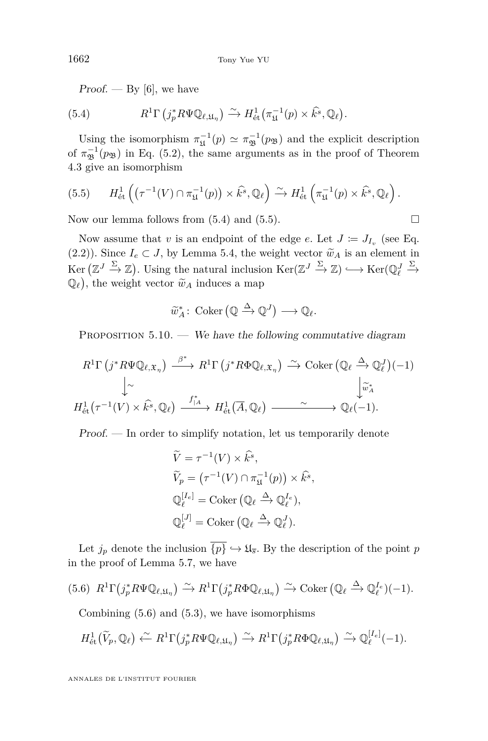*Proof.* — By [6], we have

$$R^1\Gamma\left(j_p^* R\Psi\mathbb{Q}_{\ell,\mathfrak{U}_\eta}\right) \xrightarrow{\sim} H^1_{\text{ét}}\left(\pi_{\mathfrak{U}}^{-1}(p)\times \widehat{k}^s, \mathbb{Q}_\ell\right). \tag{5.4}$$

Using the isomorphism $\pi_{\mathfrak{U}}^{-1}(p)\simeq \pi_{\mathfrak{B}}^{-1}(p_{\mathfrak{B}})$ and the explicit description of $\pi_{\mathfrak{B}}^{-1}(p_{\mathfrak{B}})$ in Eq. (5.2), the same arguments as in the proof of Theorem 4.3 give an isomorphism

$$H^1_{\text{ét}}\left(\left(\tau^{-1}(V)\cap \pi_{\mathfrak{U}}^{-1}(p)\right)\times \widehat{k}^s, \mathbb{Q}_\ell\right) \xrightarrow{\sim} H^1_{\text{ét}}\left(\pi_{\mathfrak{U}}^{-1}(p)\times \widehat{k}^s, \mathbb{Q}_\ell\right). \tag{5.5}$$

Now our lemma follows from (5.4) and (5.5). □

Now assume that $v$ is an endpoint of the edge $e$. Let $J \coloneqq J_{I_v}$ (see Eq. (2.2)). Since $I_e\subset J$, by Lemma 5.4, the weight vector $\widetilde{w}_A$ is an element in $\operatorname{Ker}\left(\mathbb{Z}^J \xrightarrow{\Sigma} \mathbb{Z}\right)$. Using the natural inclusion $\operatorname{Ker}(\mathbb{Z}^J \xrightarrow{\Sigma}\mathbb{Z}) \hookrightarrow \operatorname{Ker}(\mathbb{Q}_\ell^J \xrightarrow{\Sigma} \mathbb{Q}_\ell)$, the weight vector $\widetilde{w}_A$ induces a map

$$\widetilde{w}_A^*\colon \operatorname{Coker}\left(\mathbb{Q}\xrightarrow{\Delta}\mathbb{Q}^J\right)\longrightarrow \mathbb{Q}_\ell.$$

Proposition 5.10. — *We have the following commutative diagram*

$$\begin{array}{ccccc}
R^1\Gamma\left(j^*R\Psi\mathbb{Q}_{\ell,\mathfrak{X}_\eta}\right) & \xrightarrow{\beta^*} & R^1\Gamma\left(j^*R\Phi\mathbb{Q}_{\ell,\mathfrak{X}_\eta}\right) \xrightarrow{\sim} & \operatorname{Coker}\left(\mathbb{Q}_\ell\xrightarrow{\Delta}\mathbb{Q}_\ell^J\right)(-1) \\
\downarrow{\scriptstyle\sim} & & & \downarrow{\scriptstyle \widetilde{w}_A^*} \\
H^1_{\text{ét}}\left(\tau^{-1}(V)\times\widehat{k}^s, \mathbb{Q}_\ell\right) & \xrightarrow{f_{|A}^*} & H^1_{\text{ét}}\left(\overline{A}, \mathbb{Q}_\ell\right) \xrightarrow{\quad\sim\quad} & \mathbb{Q}_\ell(-1).
\end{array}$$

*Proof.* — In order to simplify notation, let us temporarily denote

$$\begin{aligned}
\widetilde{V} &= \tau^{-1}(V)\times \widehat{k}^s,\\
\widetilde{V}_p &= \left(\tau^{-1}(V)\cap\pi_{\mathfrak{U}}^{-1}(p)\right)\times\widehat{k}^s,\\
\mathbb{Q}_\ell^{[I_e]} &= \operatorname{Coker}\left(\mathbb{Q}_\ell\xrightarrow{\Delta}\mathbb{Q}_\ell^{I_e}\right),\\
\mathbb{Q}_\ell^{[J]} &= \operatorname{Coker}\left(\mathbb{Q}_\ell\xrightarrow{\Delta}\mathbb{Q}_\ell^{J}\right).
\end{aligned}$$

Let $j_p$ denote the inclusion $\overline{\{p\}}\hookrightarrow\mathfrak{U}_{\overline{s}}$. By the description of the point $p$ in the proof of Lemma 5.7, we have

$$R^1\Gamma\left(j_p^*R\Psi\mathbb{Q}_{\ell,\mathfrak{U}_\eta}\right)\xrightarrow{\sim} R^1\Gamma\left(j_p^*R\Phi\mathbb{Q}_{\ell,\mathfrak{U}_\eta}\right)\xrightarrow{\sim}\operatorname{Coker}\left(\mathbb{Q}_\ell\xrightarrow{\Delta}\mathbb{Q}_\ell^{I_e}\right)(-1). \tag{5.6}$$

Combining (5.6) and (5.3), we have isomorphisms

$$H^1_{\text{ét}}\left(\widetilde{V}_p,\mathbb{Q}_\ell\right)\xleftarrow{\sim} R^1\Gamma\left(j_p^*R\Psi\mathbb{Q}_{\ell,\mathfrak{U}_\eta}\right)\xrightarrow{\sim} R^1\Gamma\left(j_p^*R\Phi\mathbb{Q}_{\ell,\mathfrak{U}_\eta}\right)\xrightarrow{\sim}\mathbb{Q}_\ell^{[I_e]}(-1).$$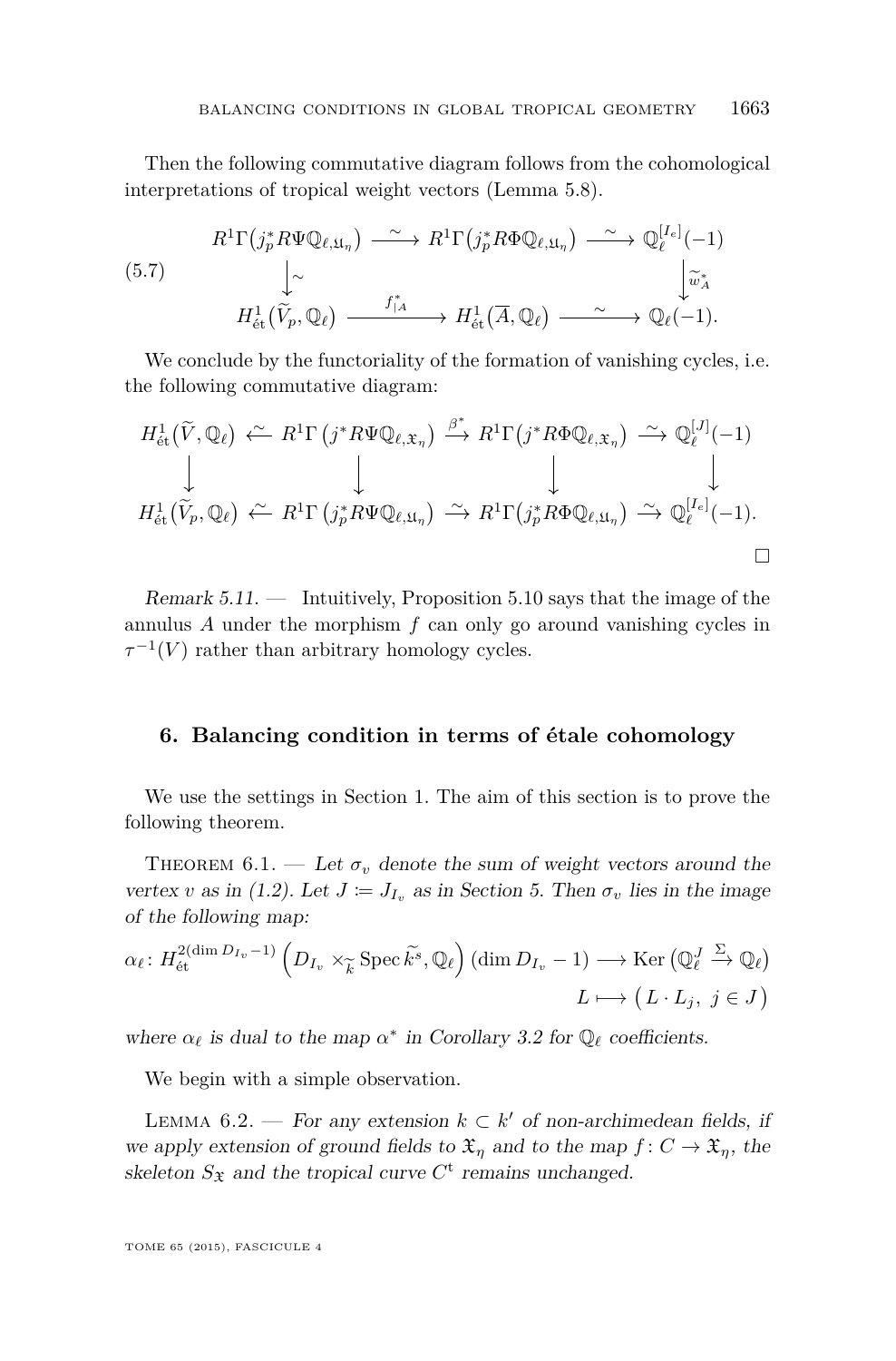Then the following commutative diagram follows from the cohomological interpretations of tropical weight vectors (Lemma 5.8).

$$
\begin{array}{ccccc}
R^1\Gamma\big(j_p^* R\Psi\mathbb{Q}_{\ell,\mathfrak{U}_\eta}\big) & \xrightarrow{\ \sim\ } & R^1\Gamma\big(j_p^* R\Phi\mathbb{Q}_{\ell,\mathfrak{U}_\eta}\big) & \xrightarrow{\ \sim\ } & \mathbb{Q}_\ell^{[I_e]}(-1) \\
\big\downarrow{\scriptstyle\sim} & & & & \big\downarrow{\scriptstyle \widetilde{w}_A^*} \\
H^1_{\text{ét}}\big(\widetilde{V}_p, \mathbb{Q}_\ell\big) & & \xrightarrow{\ f^*_{|A}\ } \ H^1_{\text{ét}}\big(\overline{A}, \mathbb{Q}_\ell\big) & \xrightarrow{\ \sim\ } & \mathbb{Q}_\ell(-1).
\end{array}
\tag{5.7}
$$

We conclude by the functoriality of the formation of vanishing cycles, i.e. the following commutative diagram:

$$
\begin{array}{ccccccc}
H^1_{\text{ét}}\big(\widetilde{V}, \mathbb{Q}_\ell\big) & \xleftarrow{\ \sim\ } & R^1\Gamma\left(j^* R\Psi\mathbb{Q}_{\ell,\mathfrak{X}_\eta}\right) & \xrightarrow{\ \beta^*\ } & R^1\Gamma\big(j^* R\Phi\mathbb{Q}_{\ell,\mathfrak{X}_\eta}\big) & \xrightarrow{\ \sim\ } & \mathbb{Q}_\ell^{[J]}(-1) \\
\big\downarrow & & \big\downarrow & & \big\downarrow & & \big\downarrow \\
H^1_{\text{ét}}\big(\widetilde{V}_p, \mathbb{Q}_\ell\big) & \xleftarrow{\ \sim\ } & R^1\Gamma\left(j_p^* R\Psi\mathbb{Q}_{\ell,\mathfrak{U}_\eta}\right) & \xrightarrow{\ \sim\ } & R^1\Gamma\big(j_p^* R\Phi\mathbb{Q}_{\ell,\mathfrak{U}_\eta}\big) & \xrightarrow{\ \sim\ } & \mathbb{Q}_\ell^{[I_e]}(-1).
\end{array}
$$

□

*Remark 5.11.* — Intuitively, Proposition 5.10 says that the image of the annulus $A$ under the morphism $f$ can only go around vanishing cycles in $\tau^{-1}(V)$ rather than arbitrary homology cycles.

## 6. Balancing condition in terms of étale cohomology

We use the settings in Section 1. The aim of this section is to prove the following theorem.

THEOREM 6.1. — *Let $\sigma_v$ denote the sum of weight vectors around the vertex $v$ as in (1.2). Let $J \coloneqq J_{I_v}$ as in Section 5. Then $\sigma_v$ lies in the image of the following map:*

$$
\alpha_\ell \colon H^{2(\dim D_{I_v}-1)}_{\text{ét}}\left(D_{I_v} \times_{\widetilde{k}} \operatorname{Spec} \widetilde{k}^s, \mathbb{Q}_\ell\right)(\dim D_{I_v}-1) \longrightarrow \operatorname{Ker}\left(\mathbb{Q}_\ell^J \xrightarrow{\ \Sigma\ } \mathbb{Q}_\ell\right)
$$
$$
L \longmapsto \big(L \cdot L_j,\ j \in J\big)
$$

*where $\alpha_\ell$ is dual to the map $\alpha^*$ in Corollary 3.2 for $\mathbb{Q}_\ell$ coefficients.*

We begin with a simple observation.

LEMMA 6.2. — *For any extension $k \subset k'$ of non-archimedean fields, if we apply extension of ground fields to $\mathfrak{X}_\eta$ and to the map $f \colon C \to \mathfrak{X}_\eta$, the skeleton $S_{\mathfrak{X}}$ and the tropical curve $C^{\mathrm{t}}$ remains unchanged.*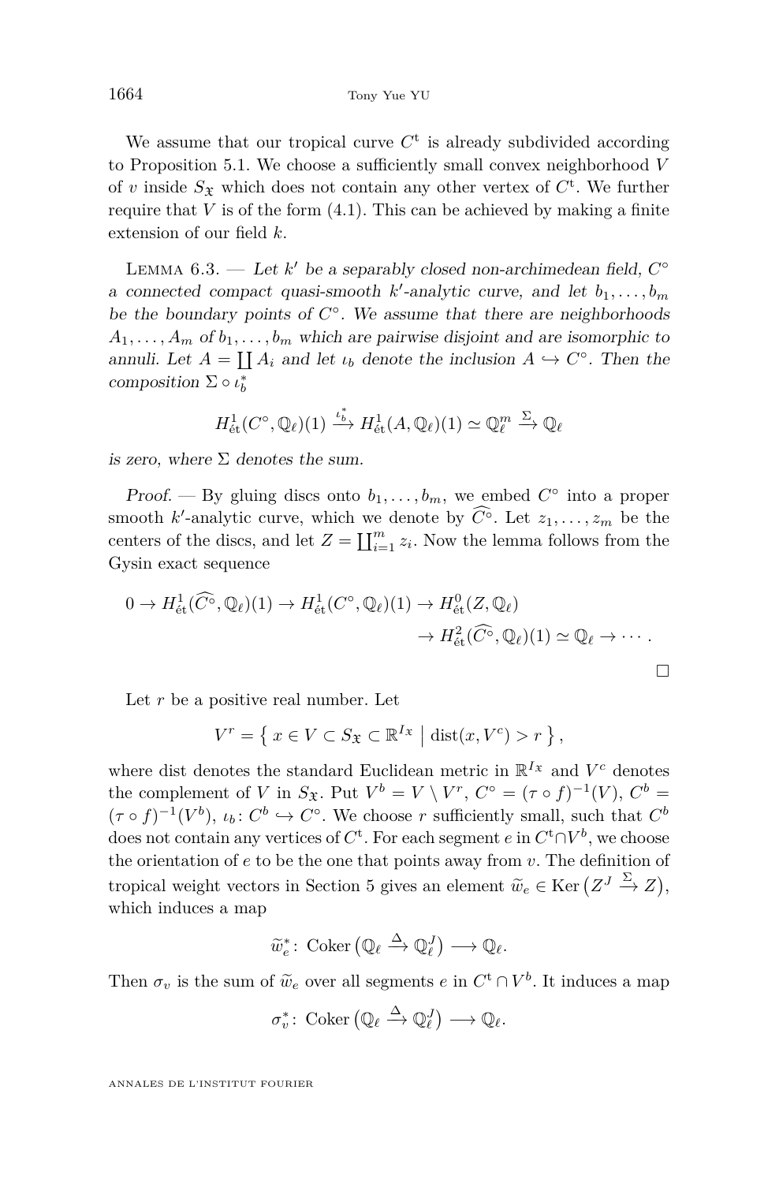We assume that our tropical curve $C^{\mathrm{t}}$ is already subdivided according to Proposition 5.1. We choose a sufficiently small convex neighborhood $V$ of $v$ inside $S_{\mathfrak{X}}$ which does not contain any other vertex of $C^{\mathrm{t}}$. We further require that $V$ is of the form (4.1). This can be achieved by making a finite extension of our field $k$.

Lemma 6.3. — *Let $k'$ be a separably closed non-archimedean field, $C^\circ$ a connected compact quasi-smooth $k'$-analytic curve, and let $b_1, \dots, b_m$ be the boundary points of $C^\circ$. We assume that there are neighborhoods $A_1, \dots, A_m$ of $b_1, \dots, b_m$ which are pairwise disjoint and are isomorphic to annuli. Let $A = \coprod A_i$ and let $\iota_b$ denote the inclusion $A \hookrightarrow C^\circ$. Then the composition $\Sigma \circ \iota_b^*$*

$$H^1_{\text{ét}}(C^\circ, \mathbb{Q}_\ell)(1) \xrightarrow{\iota_b^*} H^1_{\text{ét}}(A, \mathbb{Q}_\ell)(1) \simeq \mathbb{Q}_\ell^m \xrightarrow{\Sigma} \mathbb{Q}_\ell$$

*is zero, where $\Sigma$ denotes the sum.*

*Proof.* — By gluing discs onto $b_1, \dots, b_m$, we embed $C^\circ$ into a proper smooth $k'$-analytic curve, which we denote by $\widehat{C^\circ}$. Let $z_1, \dots, z_m$ be the centers of the discs, and let $Z = \coprod_{i=1}^m z_i$. Now the lemma follows from the Gysin exact sequence

$$0 \to H^1_{\text{ét}}(\widehat{C^\circ}, \mathbb{Q}_\ell)(1) \to H^1_{\text{ét}}(C^\circ, \mathbb{Q}_\ell)(1) \to H^0_{\text{ét}}(Z, \mathbb{Q}_\ell) \to H^2_{\text{ét}}(\widehat{C^\circ}, \mathbb{Q}_\ell)(1) \simeq \mathbb{Q}_\ell \to \cdots .$$

□

Let $r$ be a positive real number. Let

$$V^r = \left\{ x \in V \subset S_{\mathfrak{X}} \subset \mathbb{R}^{I_{\mathfrak{X}}} \;\middle|\; \operatorname{dist}(x, V^c) > r \right\},$$

where dist denotes the standard Euclidean metric in $\mathbb{R}^{I_{\mathfrak{X}}}$ and $V^c$ denotes the complement of $V$ in $S_{\mathfrak{X}}$. Put $V^b = V \setminus V^r$, $C^\circ = (\tau \circ f)^{-1}(V)$, $C^b = (\tau \circ f)^{-1}(V^b)$, $\iota_b \colon C^b \hookrightarrow C^\circ$. We choose $r$ sufficiently small, such that $C^b$ does not contain any vertices of $C^{\mathrm{t}}$. For each segment $e$ in $C^{\mathrm{t}} \cap V^b$, we choose the orientation of $e$ to be the one that points away from $v$. The definition of tropical weight vectors in Section 5 gives an element $\widetilde{w}_e \in \operatorname{Ker}\left(Z^J \xrightarrow{\Sigma} Z\right)$, which induces a map

$$\widetilde{w}_e^* \colon \operatorname{Coker}\left(\mathbb{Q}_\ell \xrightarrow{\Delta} \mathbb{Q}_\ell^J\right) \longrightarrow \mathbb{Q}_\ell.$$

Then $\sigma_v$ is the sum of $\widetilde{w}_e$ over all segments $e$ in $C^{\mathrm{t}} \cap V^b$. It induces a map

$$\sigma_v^* \colon \operatorname{Coker}\left(\mathbb{Q}_\ell \xrightarrow{\Delta} \mathbb{Q}_\ell^J\right) \longrightarrow \mathbb{Q}_\ell.$$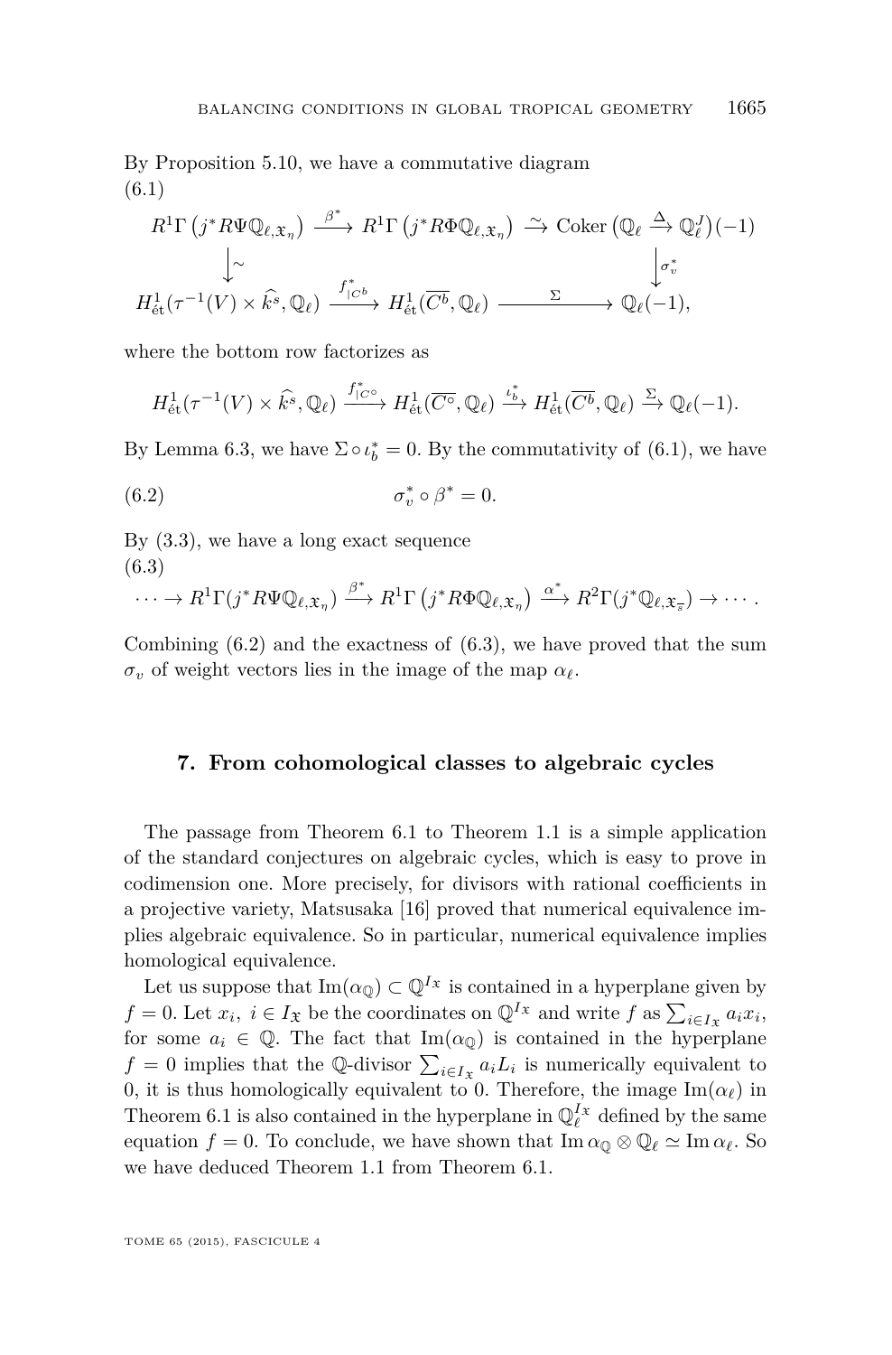By Proposition 5.10, we have a commutative diagram

$$
\begin{array}{ccccc}
R^1\Gamma\left(j^*R\Psi\mathbb{Q}_{\ell,\mathfrak{X}_\eta}\right) & \xrightarrow{\beta^*} & R^1\Gamma\left(j^*R\Phi\mathbb{Q}_{\ell,\mathfrak{X}_\eta}\right) & \xrightarrow{\sim} & \operatorname{Coker}\left(\mathbb{Q}_\ell \xrightarrow{\Delta} \mathbb{Q}_\ell^J\right)(-1) \\
\downarrow{\scriptstyle\sim} & & & & \downarrow{\scriptstyle\sigma_v^*} \\
H^1_{\text{ét}}(\tau^{-1}(V)\times\widehat{k^s},\mathbb{Q}_\ell) & \xrightarrow{f^*_{|C^b}} & H^1_{\text{ét}}(\overline{C^b},\mathbb{Q}_\ell) & \xrightarrow{\Sigma} & \mathbb{Q}_\ell(-1),
\end{array}
\tag{6.1}
$$

where the bottom row factorizes as

$$
H^1_{\text{ét}}(\tau^{-1}(V)\times\widehat{k^s},\mathbb{Q}_\ell) \xrightarrow{f^*_{|C^\circ}} H^1_{\text{ét}}(\overline{C^\circ},\mathbb{Q}_\ell) \xrightarrow{\iota_b^*} H^1_{\text{ét}}(\overline{C^b},\mathbb{Q}_\ell) \xrightarrow{\Sigma} \mathbb{Q}_\ell(-1).
$$

By Lemma 6.3, we have $\Sigma\circ\iota_b^*=0$. By the commutativity of (6.1), we have

$$
\sigma_v^*\circ\beta^*=0. \tag{6.2}
$$

By (3.3), we have a long exact sequence

$$
\cdots\to R^1\Gamma(j^*R\Psi\mathbb{Q}_{\ell,\mathfrak{X}_\eta}) \xrightarrow{\beta^*} R^1\Gamma\left(j^*R\Phi\mathbb{Q}_{\ell,\mathfrak{X}_\eta}\right) \xrightarrow{\alpha^*} R^2\Gamma(j^*\mathbb{Q}_{\ell,\mathfrak{X}_{\bar{s}}})\to\cdots. \tag{6.3}
$$

Combining (6.2) and the exactness of (6.3), we have proved that the sum $\sigma_v$ of weight vectors lies in the image of the map $\alpha_\ell$.

## 7. From cohomological classes to algebraic cycles

The passage from Theorem 6.1 to Theorem 1.1 is a simple application of the standard conjectures on algebraic cycles, which is easy to prove in codimension one. More precisely, for divisors with rational coefficients in a projective variety, Matsusaka [16] proved that numerical equivalence implies algebraic equivalence. So in particular, numerical equivalence implies homological equivalence.

Let us suppose that $\operatorname{Im}(\alpha_\mathbb{Q})\subset\mathbb{Q}^{I_\mathfrak{X}}$ is contained in a hyperplane given by $f=0$. Let $x_i,\ i\in I_\mathfrak{X}$ be the coordinates on $\mathbb{Q}^{I_\mathfrak{X}}$ and write $f$ as $\sum_{i\in I_\mathfrak{X}}a_ix_i$, for some $a_i\in\mathbb{Q}$. The fact that $\operatorname{Im}(\alpha_\mathbb{Q})$ is contained in the hyperplane $f=0$ implies that the $\mathbb{Q}$-divisor $\sum_{i\in I_\mathfrak{X}}a_iL_i$ is numerically equivalent to 0, it is thus homologically equivalent to 0. Therefore, the image $\operatorname{Im}(\alpha_\ell)$ in Theorem 6.1 is also contained in the hyperplane in $\mathbb{Q}_\ell^{I_\mathfrak{X}}$ defined by the same equation $f=0$. To conclude, we have shown that $\operatorname{Im}\alpha_\mathbb{Q}\otimes\mathbb{Q}_\ell\simeq\operatorname{Im}\alpha_\ell$. So we have deduced Theorem 1.1 from Theorem 6.1.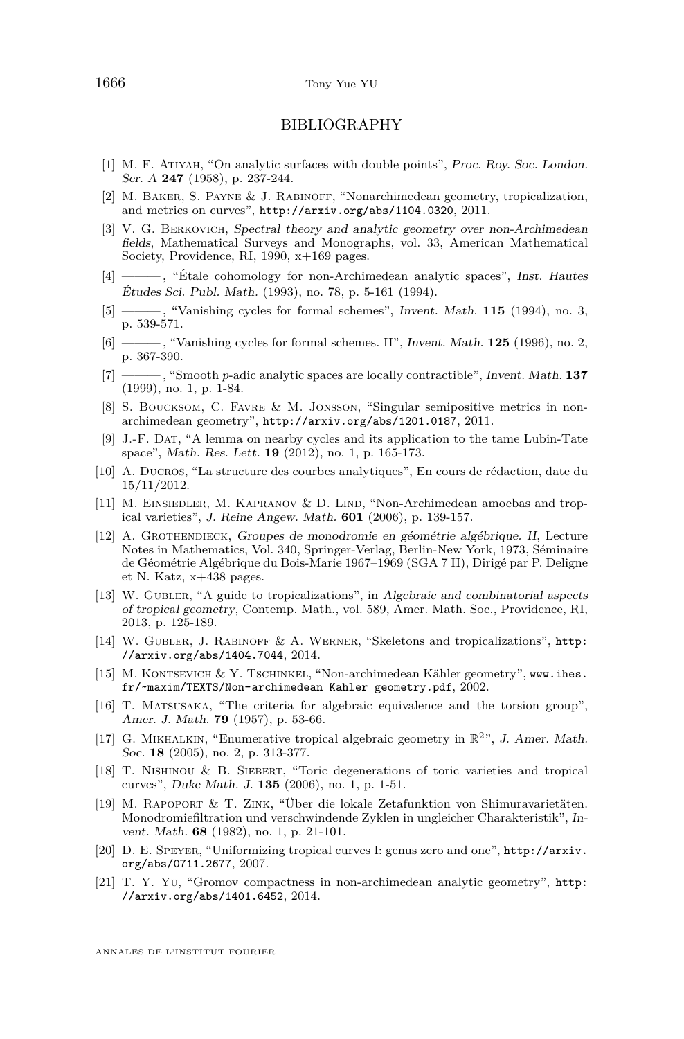## BIBLIOGRAPHY

[1] M. F. Atiyah, "On analytic surfaces with double points", *Proc. Roy. Soc. London. Ser. A* **247** (1958), p. 237-244.

[2] M. Baker, S. Payne & J. Rabinoff, "Nonarchimedean geometry, tropicalization, and metrics on curves", http://arxiv.org/abs/1104.0320, 2011.

[3] V. G. Berkovich, *Spectral theory and analytic geometry over non-Archimedean fields*, Mathematical Surveys and Monographs, vol. 33, American Mathematical Society, Providence, RI, 1990, x+169 pages.

[4] ———, "Étale cohomology for non-Archimedean analytic spaces", *Inst. Hautes Études Sci. Publ. Math.* (1993), no. 78, p. 5-161 (1994).

[5] ———, "Vanishing cycles for formal schemes", *Invent. Math.* **115** (1994), no. 3, p. 539-571.

[6] ———, "Vanishing cycles for formal schemes. II", *Invent. Math.* **125** (1996), no. 2, p. 367-390.

[7] ———, "Smooth $p$-adic analytic spaces are locally contractible", *Invent. Math.* **137** (1999), no. 1, p. 1-84.

[8] S. Boucksom, C. Favre & M. Jonsson, "Singular semipositive metrics in non-archimedean geometry", http://arxiv.org/abs/1201.0187, 2011.

[9] J.-F. Dat, "A lemma on nearby cycles and its application to the tame Lubin-Tate space", *Math. Res. Lett.* **19** (2012), no. 1, p. 165-173.

[10] A. Ducros, "La structure des courbes analytiques", En cours de rédaction, date du 15/11/2012.

[11] M. Einsiedler, M. Kapranov & D. Lind, "Non-Archimedean amoebas and tropical varieties", *J. Reine Angew. Math.* **601** (2006), p. 139-157.

[12] A. Grothendieck, *Groupes de monodromie en géométrie algébrique. II*, Lecture Notes in Mathematics, Vol. 340, Springer-Verlag, Berlin-New York, 1973, Séminaire de Géométrie Algébrique du Bois-Marie 1967–1969 (SGA 7 II), Dirigé par P. Deligne et N. Katz, x+438 pages.

[13] W. Gubler, "A guide to tropicalizations", in *Algebraic and combinatorial aspects of tropical geometry*, Contemp. Math., vol. 589, Amer. Math. Soc., Providence, RI, 2013, p. 125-189.

[14] W. Gubler, J. Rabinoff & A. Werner, "Skeletons and tropicalizations", http://arxiv.org/abs/1404.7044, 2014.

[15] M. Kontsevich & Y. Tschinkel, "Non-archimedean Kähler geometry", www.ihes.fr/~maxim/TEXTS/Non-archimedean Kahler geometry.pdf, 2002.

[16] T. Matsusaka, "The criteria for algebraic equivalence and the torsion group", *Amer. J. Math.* **79** (1957), p. 53-66.

[17] G. Mikhalkin, "Enumerative tropical algebraic geometry in $\mathbb{R}^2$", *J. Amer. Math. Soc.* **18** (2005), no. 2, p. 313-377.

[18] T. Nishinou & B. Siebert, "Toric degenerations of toric varieties and tropical curves", *Duke Math. J.* **135** (2006), no. 1, p. 1-51.

[19] M. Rapoport & T. Zink, "Über die lokale Zetafunktion von Shimuravarietäten. Monodromiefiltration und verschwindende Zyklen in ungleicher Charakteristik", *Invent. Math.* **68** (1982), no. 1, p. 21-101.

[20] D. E. Speyer, "Uniformizing tropical curves I: genus zero and one", http://arxiv.org/abs/0711.2677, 2007.

[21] T. Y. Yu, "Gromov compactness in non-archimedean analytic geometry", http://arxiv.org/abs/1401.6452, 2014.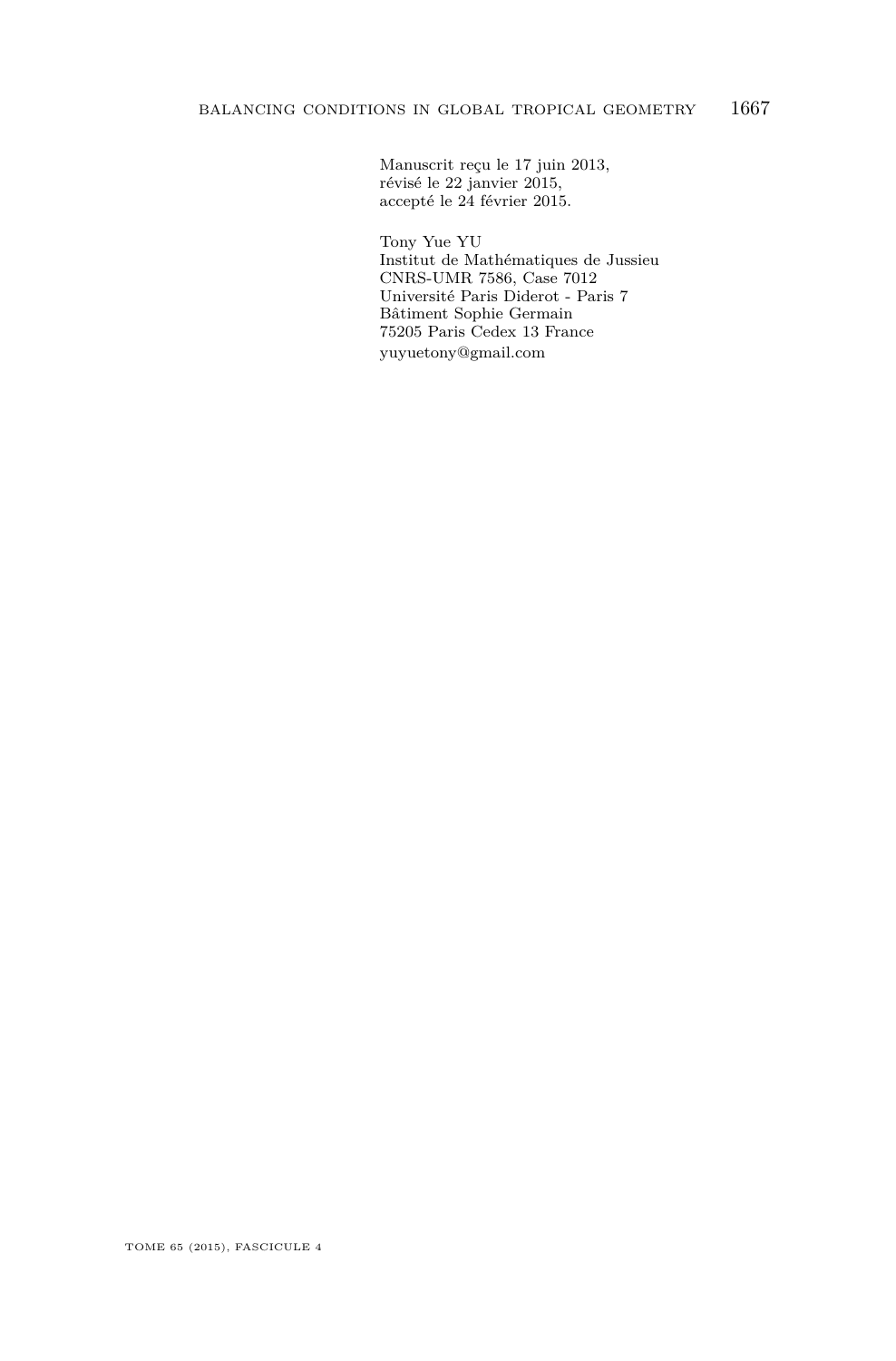Manuscrit reçu le 17 juin 2013,
révisé le 22 janvier 2015,
accepté le 24 février 2015.

Tony Yue YU
Institut de Mathématiques de Jussieu
CNRS-UMR 7586, Case 7012
Université Paris Diderot - Paris 7
Bâtiment Sophie Germain
75205 Paris Cedex 13 France
yuyuetony@gmail.com